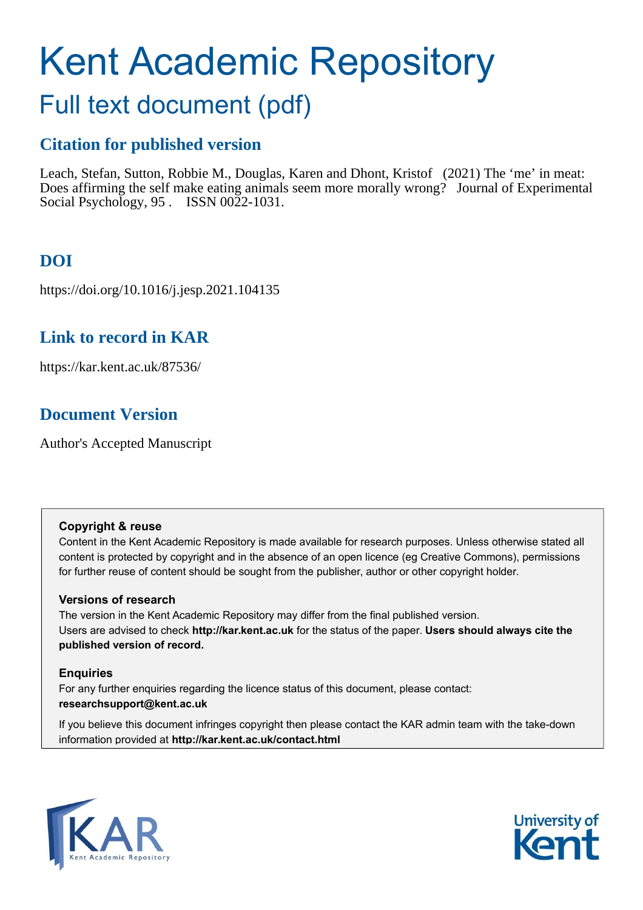# Kent Academic Repository

## Full text document (pdf)

## Citation for published version

Leach, Stefan, Sutton, Robbie M., Douglas, Karen and Dhont, Kristof (2021) The 'me' in meat: Does affirming the self make eating animals seem more morally wrong? Journal of Experimental Social Psychology, 95 . ISSN 0022-1031.

## DOI

https://doi.org/10.1016/j.jesp.2021.104135

## Link to record in KAR

https://kar.kent.ac.uk/87536/

## Document Version

Author's Accepted Manuscript

**Copyright & reuse**

Content in the Kent Academic Repository is made available for research purposes. Unless otherwise stated all content is protected by copyright and in the absence of an open licence (eg Creative Commons), permissions for further reuse of content should be sought from the publisher, author or other copyright holder.

**Versions of research**

The version in the Kent Academic Repository may differ from the final published version. Users are advised to check **http://kar.kent.ac.uk** for the status of the paper. **Users should always cite the published version of record.**

**Enquiries**

For any further enquiries regarding the licence status of this document, please contact: **researchsupport@kent.ac.uk**

If you believe this document infringes copyright then please contact the KAR admin team with the take-down information provided at **http://kar.kent.ac.uk/contact.html**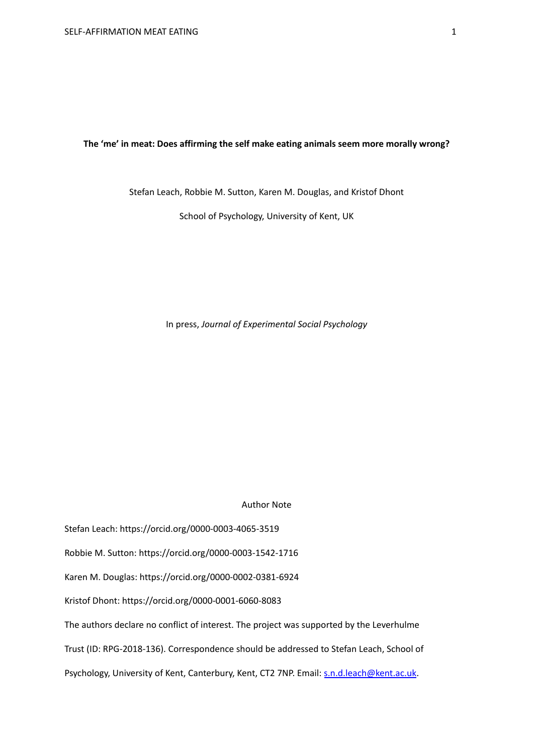**The 'me' in meat: Does affirming the self make eating animals seem more morally wrong?**

Stefan Leach, Robbie M. Sutton, Karen M. Douglas, and Kristof Dhont

School of Psychology, University of Kent, UK

In press, *Journal of Experimental Social Psychology*

Author Note

Stefan Leach: https://orcid.org/0000-0003-4065-3519

Robbie M. Sutton: https://orcid.org/0000-0003-1542-1716

Karen M. Douglas: https://orcid.org/0000-0002-0381-6924

Kristof Dhont: https://orcid.org/0000-0001-6060-8083

The authors declare no conflict of interest. The project was supported by the Leverhulme Trust (ID: RPG-2018-136). Correspondence should be addressed to Stefan Leach, School of Psychology, University of Kent, Canterbury, Kent, CT2 7NP. Email: s.n.d.leach@kent.ac.uk.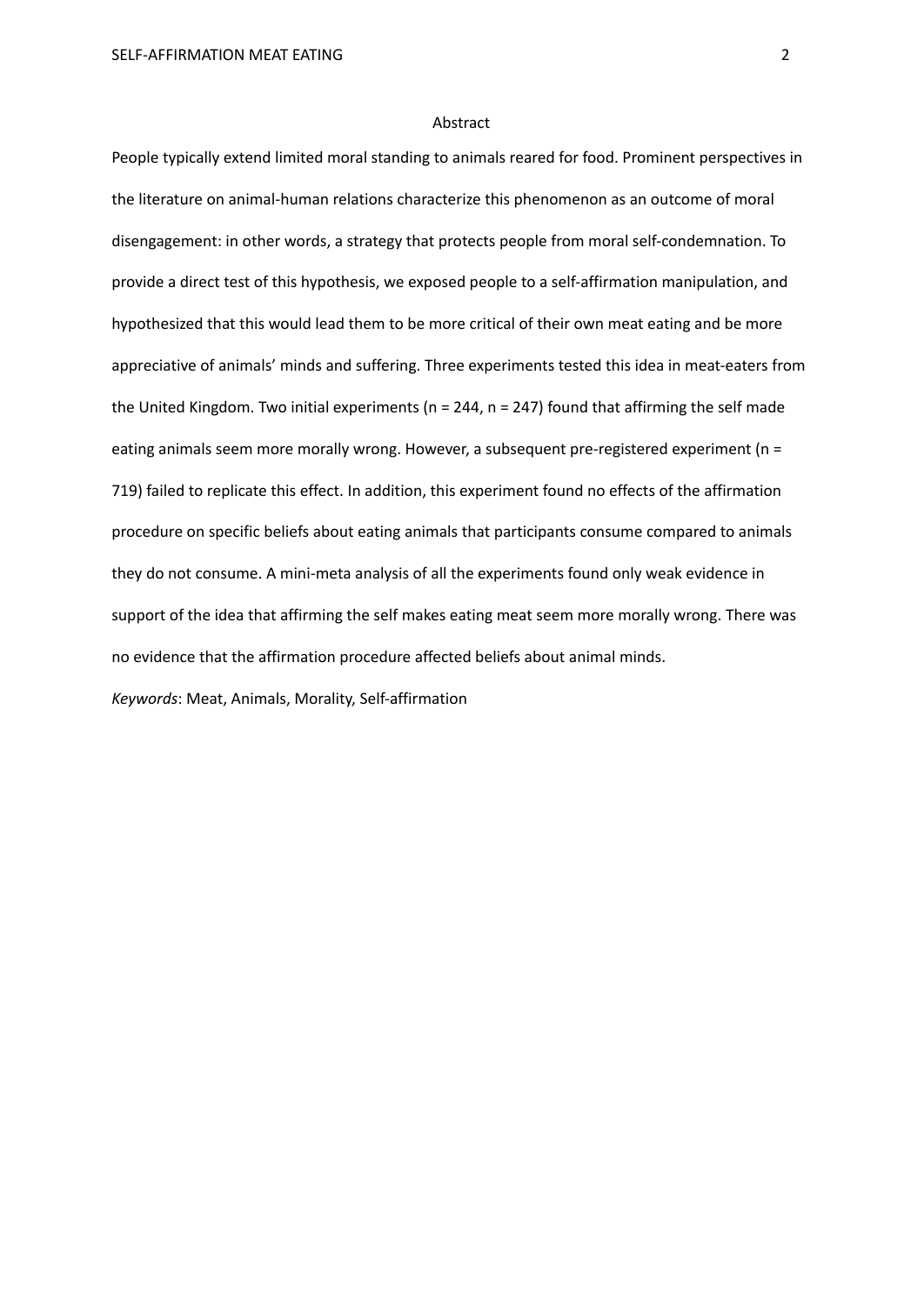# Abstract

People typically extend limited moral standing to animals reared for food. Prominent perspectives in the literature on animal-human relations characterize this phenomenon as an outcome of moral disengagement: in other words, a strategy that protects people from moral self-condemnation. To provide a direct test of this hypothesis, we exposed people to a self-affirmation manipulation, and hypothesized that this would lead them to be more critical of their own meat eating and be more appreciative of animals' minds and suffering. Three experiments tested this idea in meat-eaters from the United Kingdom. Two initial experiments (n = 244, n = 247) found that affirming the self made eating animals seem more morally wrong. However, a subsequent pre-registered experiment (n = 719) failed to replicate this effect. In addition, this experiment found no effects of the affirmation procedure on specific beliefs about eating animals that participants consume compared to animals they do not consume. A mini-meta analysis of all the experiments found only weak evidence in support of the idea that affirming the self makes eating meat seem more morally wrong. There was no evidence that the affirmation procedure affected beliefs about animal minds.

*Keywords*: Meat, Animals, Morality, Self-affirmation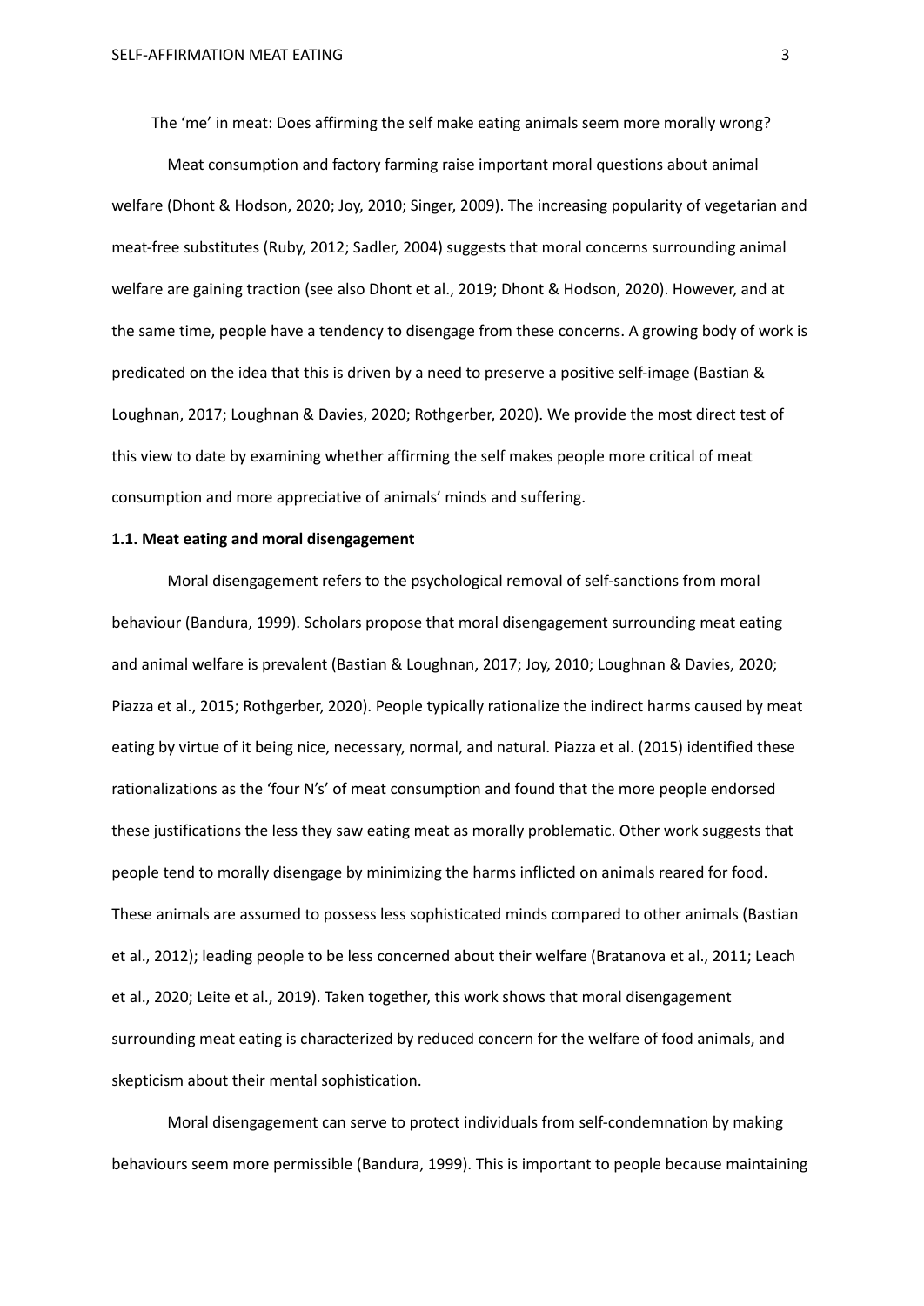The 'me' in meat: Does affirming the self make eating animals seem more morally wrong?

Meat consumption and factory farming raise important moral questions about animal welfare (Dhont & Hodson, 2020; Joy, 2010; Singer, 2009). The increasing popularity of vegetarian and meat-free substitutes (Ruby, 2012; Sadler, 2004) suggests that moral concerns surrounding animal welfare are gaining traction (see also Dhont et al., 2019; Dhont & Hodson, 2020). However, and at the same time, people have a tendency to disengage from these concerns. A growing body of work is predicated on the idea that this is driven by a need to preserve a positive self-image (Bastian & Loughnan, 2017; Loughnan & Davies, 2020; Rothgerber, 2020). We provide the most direct test of this view to date by examining whether affirming the self makes people more critical of meat consumption and more appreciative of animals' minds and suffering.

**1.1. Meat eating and moral disengagement**

Moral disengagement refers to the psychological removal of self-sanctions from moral behaviour (Bandura, 1999). Scholars propose that moral disengagement surrounding meat eating and animal welfare is prevalent (Bastian & Loughnan, 2017; Joy, 2010; Loughnan & Davies, 2020; Piazza et al., 2015; Rothgerber, 2020). People typically rationalize the indirect harms caused by meat eating by virtue of it being nice, necessary, normal, and natural. Piazza et al. (2015) identified these rationalizations as the 'four N's' of meat consumption and found that the more people endorsed these justifications the less they saw eating meat as morally problematic. Other work suggests that people tend to morally disengage by minimizing the harms inflicted on animals reared for food. These animals are assumed to possess less sophisticated minds compared to other animals (Bastian et al., 2012); leading people to be less concerned about their welfare (Bratanova et al., 2011; Leach et al., 2020; Leite et al., 2019). Taken together, this work shows that moral disengagement surrounding meat eating is characterized by reduced concern for the welfare of food animals, and skepticism about their mental sophistication.

Moral disengagement can serve to protect individuals from self-condemnation by making behaviours seem more permissible (Bandura, 1999). This is important to people because maintaining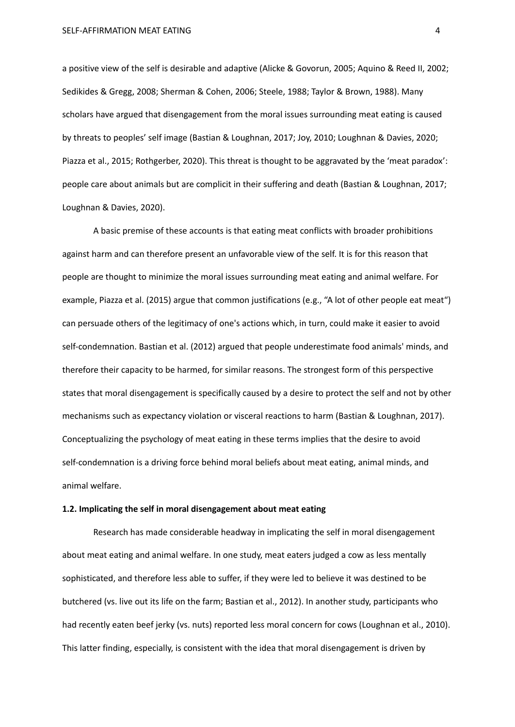a positive view of the self is desirable and adaptive (Alicke & Govorun, 2005; Aquino & Reed II, 2002; Sedikides & Gregg, 2008; Sherman & Cohen, 2006; Steele, 1988; Taylor & Brown, 1988). Many scholars have argued that disengagement from the moral issues surrounding meat eating is caused by threats to peoples' self image (Bastian & Loughnan, 2017; Joy, 2010; Loughnan & Davies, 2020; Piazza et al., 2015; Rothgerber, 2020). This threat is thought to be aggravated by the 'meat paradox': people care about animals but are complicit in their suffering and death (Bastian & Loughnan, 2017; Loughnan & Davies, 2020).

A basic premise of these accounts is that eating meat conflicts with broader prohibitions against harm and can therefore present an unfavorable view of the self. It is for this reason that people are thought to minimize the moral issues surrounding meat eating and animal welfare. For example, Piazza et al. (2015) argue that common justifications (e.g., "A lot of other people eat meat") can persuade others of the legitimacy of one's actions which, in turn, could make it easier to avoid self-condemnation. Bastian et al. (2012) argued that people underestimate food animals' minds, and therefore their capacity to be harmed, for similar reasons. The strongest form of this perspective states that moral disengagement is specifically caused by a desire to protect the self and not by other mechanisms such as expectancy violation or visceral reactions to harm (Bastian & Loughnan, 2017). Conceptualizing the psychology of meat eating in these terms implies that the desire to avoid self-condemnation is a driving force behind moral beliefs about meat eating, animal minds, and animal welfare.

### 1.2. Implicating the self in moral disengagement about meat eating

Research has made considerable headway in implicating the self in moral disengagement about meat eating and animal welfare. In one study, meat eaters judged a cow as less mentally sophisticated, and therefore less able to suffer, if they were led to believe it was destined to be butchered (vs. live out its life on the farm; Bastian et al., 2012). In another study, participants who had recently eaten beef jerky (vs. nuts) reported less moral concern for cows (Loughnan et al., 2010). This latter finding, especially, is consistent with the idea that moral disengagement is driven by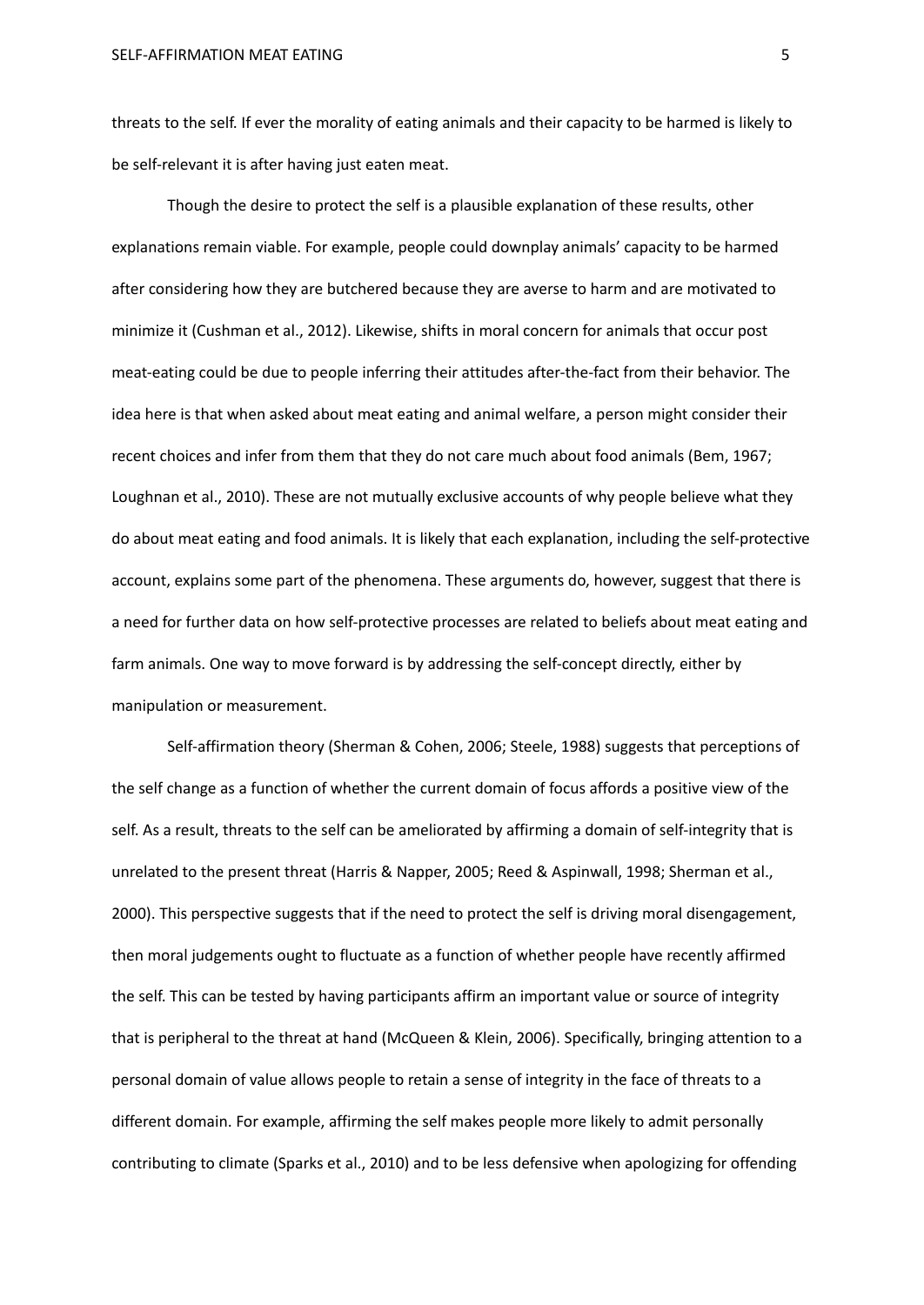threats to the self. If ever the morality of eating animals and their capacity to be harmed is likely to be self-relevant it is after having just eaten meat.

Though the desire to protect the self is a plausible explanation of these results, other explanations remain viable. For example, people could downplay animals' capacity to be harmed after considering how they are butchered because they are averse to harm and are motivated to minimize it (Cushman et al., 2012). Likewise, shifts in moral concern for animals that occur post meat-eating could be due to people inferring their attitudes after-the-fact from their behavior. The idea here is that when asked about meat eating and animal welfare, a person might consider their recent choices and infer from them that they do not care much about food animals (Bem, 1967; Loughnan et al., 2010). These are not mutually exclusive accounts of why people believe what they do about meat eating and food animals. It is likely that each explanation, including the self-protective account, explains some part of the phenomena. These arguments do, however, suggest that there is a need for further data on how self-protective processes are related to beliefs about meat eating and farm animals. One way to move forward is by addressing the self-concept directly, either by manipulation or measurement.

Self-affirmation theory (Sherman & Cohen, 2006; Steele, 1988) suggests that perceptions of the self change as a function of whether the current domain of focus affords a positive view of the self. As a result, threats to the self can be ameliorated by affirming a domain of self-integrity that is unrelated to the present threat (Harris & Napper, 2005; Reed & Aspinwall, 1998; Sherman et al., 2000). This perspective suggests that if the need to protect the self is driving moral disengagement, then moral judgements ought to fluctuate as a function of whether people have recently affirmed the self. This can be tested by having participants affirm an important value or source of integrity that is peripheral to the threat at hand (McQueen & Klein, 2006). Specifically, bringing attention to a personal domain of value allows people to retain a sense of integrity in the face of threats to a different domain. For example, affirming the self makes people more likely to admit personally contributing to climate (Sparks et al., 2010) and to be less defensive when apologizing for offending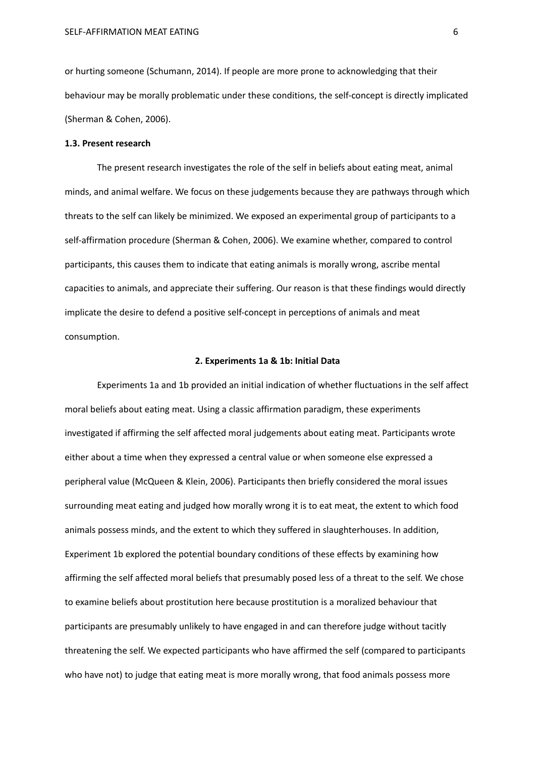or hurting someone (Schumann, 2014). If people are more prone to acknowledging that their behaviour may be morally problematic under these conditions, the self-concept is directly implicated (Sherman & Cohen, 2006).

### 1.3. Present research

The present research investigates the role of the self in beliefs about eating meat, animal minds, and animal welfare. We focus on these judgements because they are pathways through which threats to the self can likely be minimized. We exposed an experimental group of participants to a self-affirmation procedure (Sherman & Cohen, 2006). We examine whether, compared to control participants, this causes them to indicate that eating animals is morally wrong, ascribe mental capacities to animals, and appreciate their suffering. Our reason is that these findings would directly implicate the desire to defend a positive self-concept in perceptions of animals and meat consumption.

## 2. Experiments 1a & 1b: Initial Data

Experiments 1a and 1b provided an initial indication of whether fluctuations in the self affect moral beliefs about eating meat. Using a classic affirmation paradigm, these experiments investigated if affirming the self affected moral judgements about eating meat. Participants wrote either about a time when they expressed a central value or when someone else expressed a peripheral value (McQueen & Klein, 2006). Participants then briefly considered the moral issues surrounding meat eating and judged how morally wrong it is to eat meat, the extent to which food animals possess minds, and the extent to which they suffered in slaughterhouses. In addition, Experiment 1b explored the potential boundary conditions of these effects by examining how affirming the self affected moral beliefs that presumably posed less of a threat to the self. We chose to examine beliefs about prostitution here because prostitution is a moralized behaviour that participants are presumably unlikely to have engaged in and can therefore judge without tacitly threatening the self. We expected participants who have affirmed the self (compared to participants who have not) to judge that eating meat is more morally wrong, that food animals possess more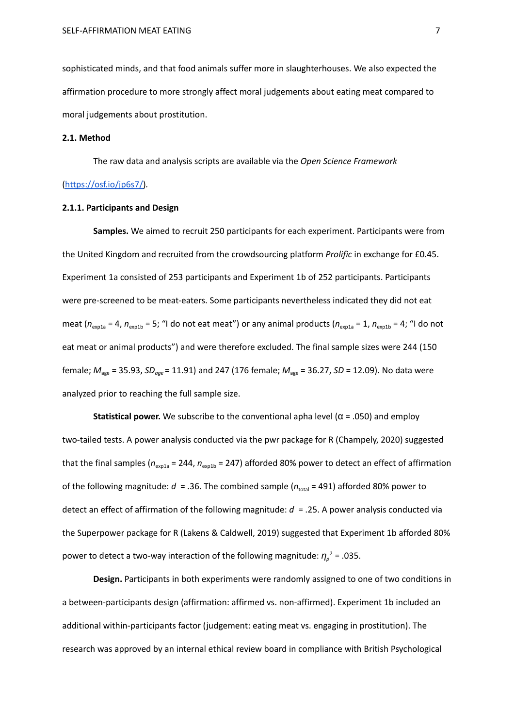sophisticated minds, and that food animals suffer more in slaughterhouses. We also expected the affirmation procedure to more strongly affect moral judgements about eating meat compared to moral judgements about prostitution.

### 2.1. Method

The raw data and analysis scripts are available via the *Open Science Framework* (https://osf.io/jp6s7/).

#### 2.1.1. Participants and Design

**Samples.** We aimed to recruit 250 participants for each experiment. Participants were from the United Kingdom and recruited from the crowdsourcing platform *Prolific* in exchange for £0.45. Experiment 1a consisted of 253 participants and Experiment 1b of 252 participants. Participants were pre-screened to be meat-eaters. Some participants nevertheless indicated they did not eat meat ($n_{\text{exp1a}}$ = 4, $n_{\text{exp1b}}$ = 5; "I do not eat meat") or any animal products ($n_{\text{exp1a}}$ = 1, $n_{\text{exp1b}}$ = 4; "I do not eat meat or animal products") and were therefore excluded. The final sample sizes were 244 (150 female; $M_{\text{age}}$ = 35.93, $SD_{age}$ = 11.91) and 247 (176 female; $M_{\text{age}}$ = 36.27, $SD$ = 12.09). No data were analyzed prior to reaching the full sample size.

**Statistical power.** We subscribe to the conventional apha level (α = .050) and employ two-tailed tests. A power analysis conducted via the pwr package for R (Champely, 2020) suggested that the final samples ($n_{\text{exp1a}}$ = 244, $n_{\text{exp1b}}$ = 247) afforded 80% power to detect an effect of affirmation of the following magnitude: $d$ = .36. The combined sample ($n_{\text{total}}$ = 491) afforded 80% power to detect an effect of affirmation of the following magnitude: $d$ = .25. A power analysis conducted via the Superpower package for R (Lakens & Caldwell, 2019) suggested that Experiment 1b afforded 80% power to detect a two-way interaction of the following magnitude: $\eta_p^2$ = .035.

**Design.** Participants in both experiments were randomly assigned to one of two conditions in a between-participants design (affirmation: affirmed vs. non-affirmed). Experiment 1b included an additional within-participants factor (judgement: eating meat vs. engaging in prostitution). The research was approved by an internal ethical review board in compliance with British Psychological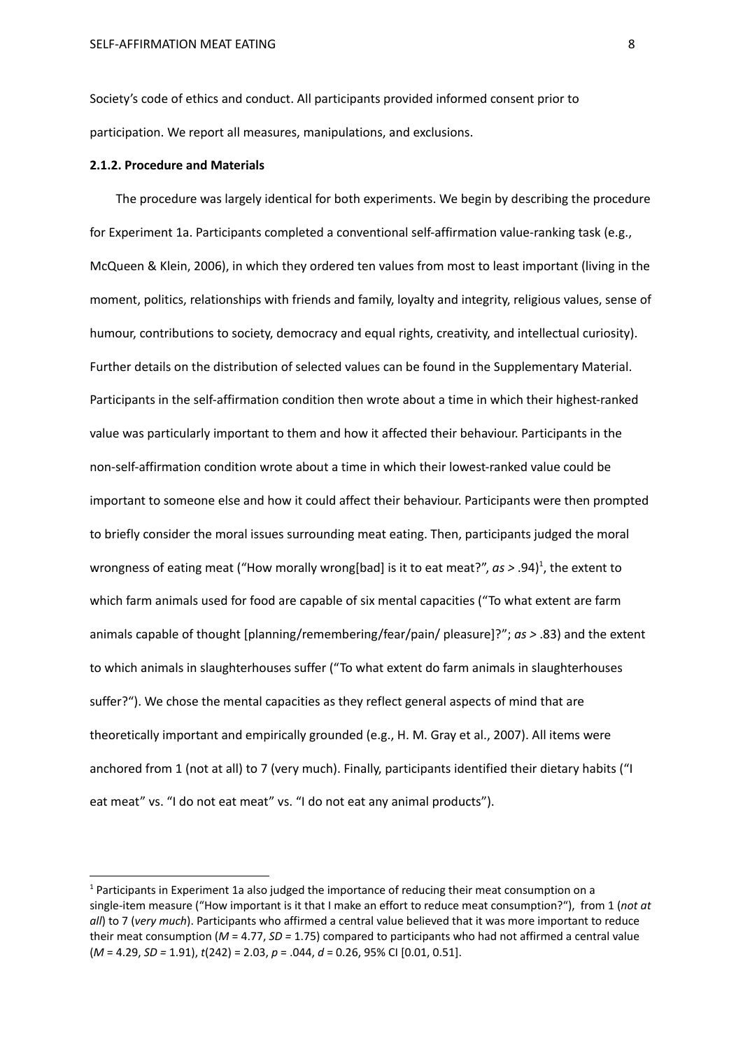Society's code of ethics and conduct. All participants provided informed consent prior to participation. We report all measures, manipulations, and exclusions.

### 2.1.2. Procedure and Materials

The procedure was largely identical for both experiments. We begin by describing the procedure for Experiment 1a. Participants completed a conventional self-affirmation value-ranking task (e.g., McQueen & Klein, 2006), in which they ordered ten values from most to least important (living in the moment, politics, relationships with friends and family, loyalty and integrity, religious values, sense of humour, contributions to society, democracy and equal rights, creativity, and intellectual curiosity). Further details on the distribution of selected values can be found in the Supplementary Material. Participants in the self-affirmation condition then wrote about a time in which their highest-ranked value was particularly important to them and how it affected their behaviour. Participants in the non-self-affirmation condition wrote about a time in which their lowest-ranked value could be important to someone else and how it could affect their behaviour. Participants were then prompted to briefly consider the moral issues surrounding meat eating. Then, participants judged the moral wrongness of eating meat ("How morally wrong[bad] is it to eat meat?", *αs* > .94)[1], the extent to which farm animals used for food are capable of six mental capacities ("To what extent are farm animals capable of thought [planning/remembering/fear/pain/ pleasure]?"; *αs* > .83) and the extent to which animals in slaughterhouses suffer ("To what extent do farm animals in slaughterhouses suffer?"). We chose the mental capacities as they reflect general aspects of mind that are theoretically important and empirically grounded (e.g., H. M. Gray et al., 2007). All items were anchored from 1 (not at all) to 7 (very much). Finally, participants identified their dietary habits ("I eat meat" vs. "I do not eat meat" vs. "I do not eat any animal products").

---

[1] Participants in Experiment 1a also judged the importance of reducing their meat consumption on a single-item measure ("How important is it that I make an effort to reduce meat consumption?"), from 1 (*not at all*) to 7 (*very much*). Participants who affirmed a central value believed that it was more important to reduce their meat consumption ($M$ = 4.77, $SD$ = 1.75) compared to participants who had not affirmed a central value ($M$ = 4.29, $SD$ = 1.91), $t(242) = 2.03$, $p = .044$, $d = 0.26$, 95% CI [0.01, 0.51].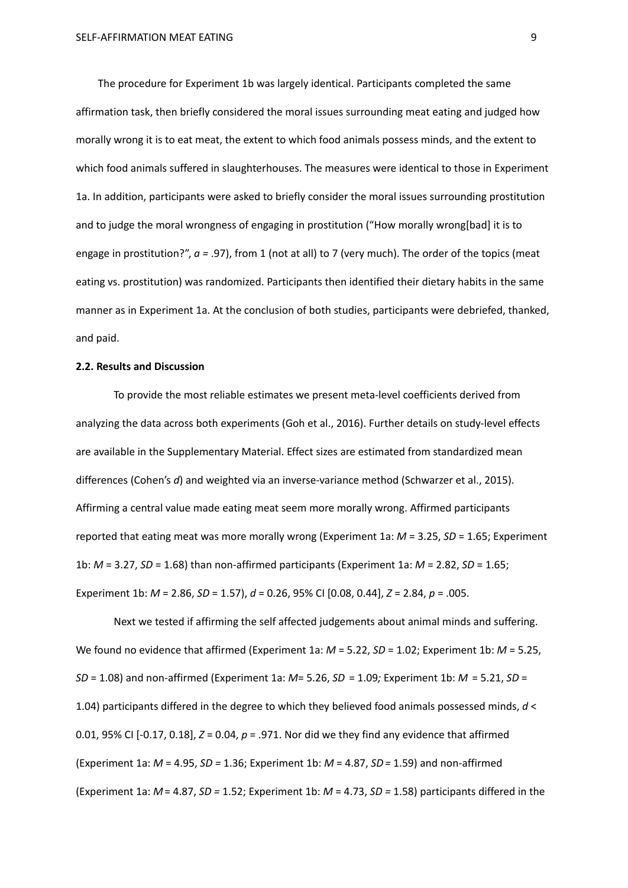The procedure for Experiment 1b was largely identical. Participants completed the same affirmation task, then briefly considered the moral issues surrounding meat eating and judged how morally wrong it is to eat meat, the extent to which food animals possess minds, and the extent to which food animals suffered in slaughterhouses. The measures were identical to those in Experiment 1a. In addition, participants were asked to briefly consider the moral issues surrounding prostitution and to judge the moral wrongness of engaging in prostitution ("How morally wrong[bad] it is to engage in prostitution?", $a$ = .97), from 1 (not at all) to 7 (very much). The order of the topics (meat eating vs. prostitution) was randomized. Participants then identified their dietary habits in the same manner as in Experiment 1a. At the conclusion of both studies, participants were debriefed, thanked, and paid.

### 2.2. Results and Discussion

To provide the most reliable estimates we present meta-level coefficients derived from analyzing the data across both experiments (Goh et al., 2016). Further details on study-level effects are available in the Supplementary Material. Effect sizes are estimated from standardized mean differences (Cohen's $d$) and weighted via an inverse-variance method (Schwarzer et al., 2015). Affirming a central value made eating meat seem more morally wrong. Affirmed participants reported that eating meat was more morally wrong (Experiment 1a: $M$ = 3.25, $SD$ = 1.65; Experiment 1b: $M$ = 3.27, $SD$ = 1.68) than non-affirmed participants (Experiment 1a: $M$ = 2.82, $SD$ = 1.65; Experiment 1b: $M$ = 2.86, $SD$ = 1.57), $d$ = 0.26, 95% CI [0.08, 0.44], $Z$ = 2.84, $p$ = .005.

Next we tested if affirming the self affected judgements about animal minds and suffering. We found no evidence that affirmed (Experiment 1a: $M$ = 5.22, $SD$ = 1.02; Experiment 1b: $M$ = 5.25, $SD$ = 1.08) and non-affirmed (Experiment 1a: $M$= 5.26, $SD$ = 1.09; Experiment 1b: $M$ = 5.21, $SD$ = 1.04) participants differed in the degree to which they believed food animals possessed minds, $d$ < 0.01, 95% CI [-0.17, 0.18], $Z$ = 0.04, $p$ = .971. Nor did we they find any evidence that affirmed (Experiment 1a: $M$ = 4.95, $SD$ = 1.36; Experiment 1b: $M$ = 4.87, $SD$ = 1.59) and non-affirmed (Experiment 1a: $M$ = 4.87, $SD$ = 1.52; Experiment 1b: $M$ = 4.73, $SD$ = 1.58) participants differed in the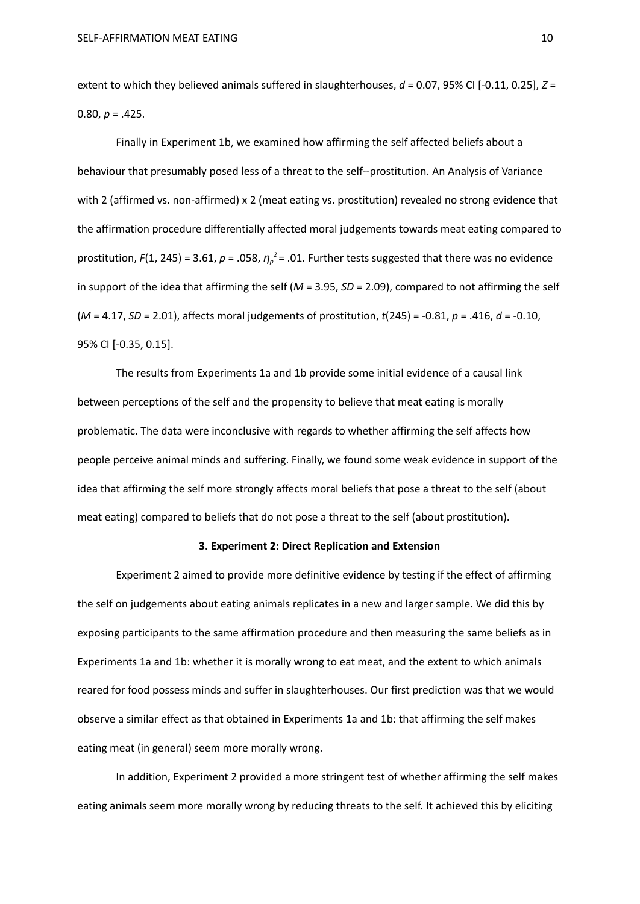extent to which they believed animals suffered in slaughterhouses, $d$ = 0.07, 95% CI [-0.11, 0.25], $Z$ = 0.80, $p$ = .425.

Finally in Experiment 1b, we examined how affirming the self affected beliefs about a behaviour that presumably posed less of a threat to the self--prostitution. An Analysis of Variance with 2 (affirmed vs. non-affirmed) x 2 (meat eating vs. prostitution) revealed no strong evidence that the affirmation procedure differentially affected moral judgements towards meat eating compared to prostitution, $F(1, 245) = 3.61$, $p = .058$, $\eta_p^2 = .01$. Further tests suggested that there was no evidence in support of the idea that affirming the self ($M$ = 3.95, $SD$ = 2.09), compared to not affirming the self ($M$ = 4.17, $SD$ = 2.01), affects moral judgements of prostitution, $t(245) = -0.81$, $p = .416$, $d = -0.10$, 95% CI [-0.35, 0.15].

The results from Experiments 1a and 1b provide some initial evidence of a causal link between perceptions of the self and the propensity to believe that meat eating is morally problematic. The data were inconclusive with regards to whether affirming the self affects how people perceive animal minds and suffering. Finally, we found some weak evidence in support of the idea that affirming the self more strongly affects moral beliefs that pose a threat to the self (about meat eating) compared to beliefs that do not pose a threat to the self (about prostitution).

## 3. Experiment 2: Direct Replication and Extension

Experiment 2 aimed to provide more definitive evidence by testing if the effect of affirming the self on judgements about eating animals replicates in a new and larger sample. We did this by exposing participants to the same affirmation procedure and then measuring the same beliefs as in Experiments 1a and 1b: whether it is morally wrong to eat meat, and the extent to which animals reared for food possess minds and suffer in slaughterhouses. Our first prediction was that we would observe a similar effect as that obtained in Experiments 1a and 1b: that affirming the self makes eating meat (in general) seem more morally wrong.

In addition, Experiment 2 provided a more stringent test of whether affirming the self makes eating animals seem more morally wrong by reducing threats to the self. It achieved this by eliciting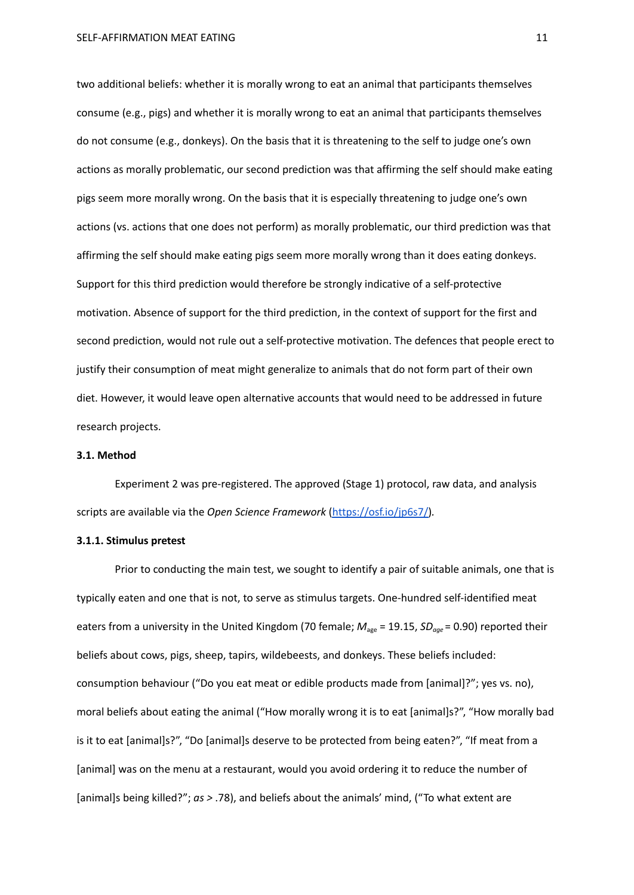two additional beliefs: whether it is morally wrong to eat an animal that participants themselves consume (e.g., pigs) and whether it is morally wrong to eat an animal that participants themselves do not consume (e.g., donkeys). On the basis that it is threatening to the self to judge one's own actions as morally problematic, our second prediction was that affirming the self should make eating pigs seem more morally wrong. On the basis that it is especially threatening to judge one's own actions (vs. actions that one does not perform) as morally problematic, our third prediction was that affirming the self should make eating pigs seem more morally wrong than it does eating donkeys. Support for this third prediction would therefore be strongly indicative of a self-protective motivation. Absence of support for the third prediction, in the context of support for the first and second prediction, would not rule out a self-protective motivation. The defences that people erect to justify their consumption of meat might generalize to animals that do not form part of their own diet. However, it would leave open alternative accounts that would need to be addressed in future research projects.

### 3.1. Method

Experiment 2 was pre-registered. The approved (Stage 1) protocol, raw data, and analysis scripts are available via the *Open Science Framework* (https://osf.io/jp6s7/).

#### 3.1.1. Stimulus pretest

Prior to conducting the main test, we sought to identify a pair of suitable animals, one that is typically eaten and one that is not, to serve as stimulus targets. One-hundred self-identified meat eaters from a university in the United Kingdom (70 female; $M_{age}$ = 19.15, $SD_{age}$ = 0.90) reported their beliefs about cows, pigs, sheep, tapirs, wildebeests, and donkeys. These beliefs included: consumption behaviour ("Do you eat meat or edible products made from [animal]?"; yes vs. no), moral beliefs about eating the animal ("How morally wrong it is to eat [animal]s?", "How morally bad is it to eat [animal]s?", "Do [animal]s deserve to be protected from being eaten?", "If meat from a [animal] was on the menu at a restaurant, would you avoid ordering it to reduce the number of [animal]s being killed?"; *as* > .78), and beliefs about the animals' mind, ("To what extent are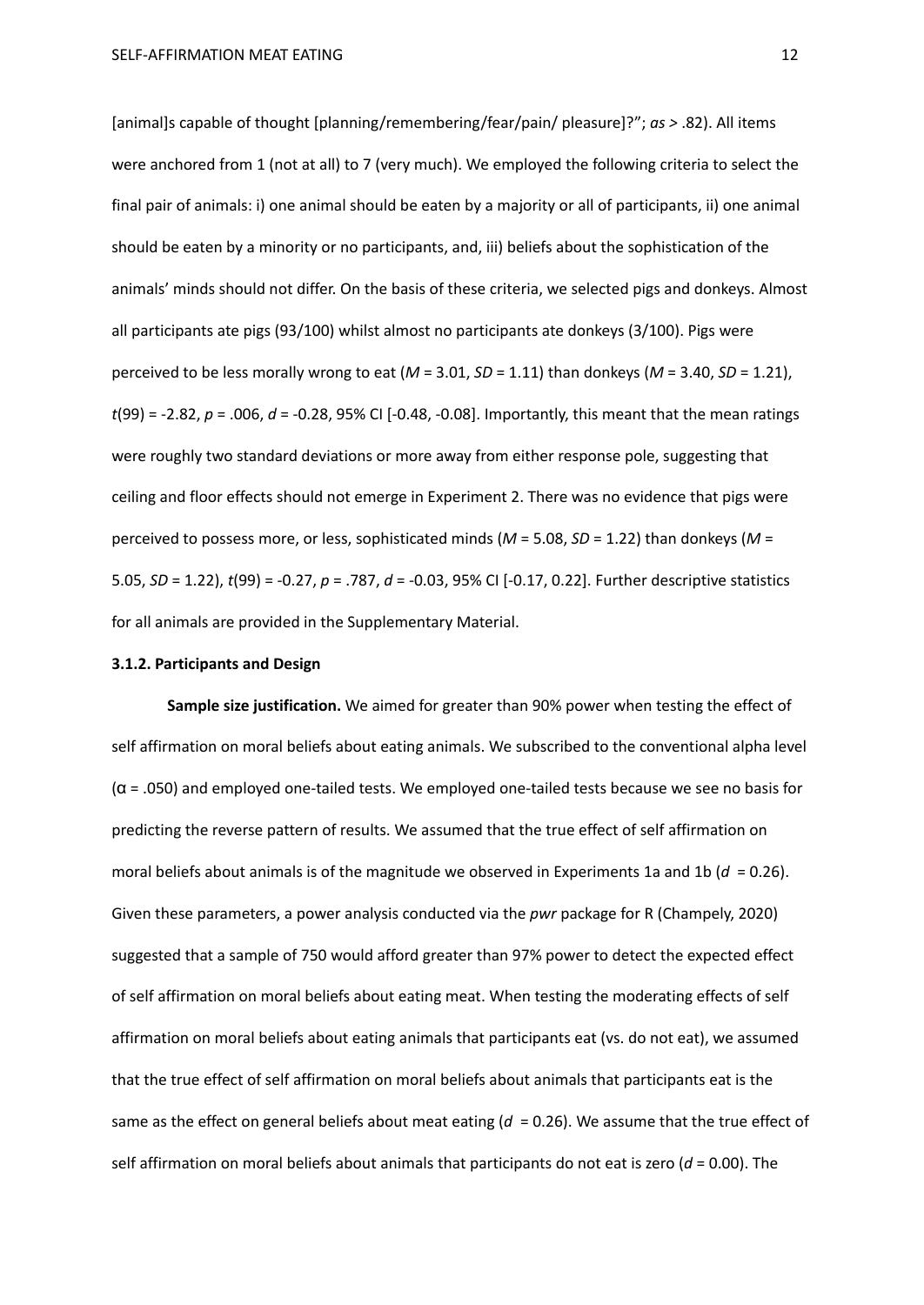[animal]s capable of thought [planning/remembering/fear/pain/ pleasure]?"; *as* > .82). All items were anchored from 1 (not at all) to 7 (very much). We employed the following criteria to select the final pair of animals: i) one animal should be eaten by a majority or all of participants, ii) one animal should be eaten by a minority or no participants, and, iii) beliefs about the sophistication of the animals' minds should not differ. On the basis of these criteria, we selected pigs and donkeys. Almost all participants ate pigs (93/100) whilst almost no participants ate donkeys (3/100). Pigs were perceived to be less morally wrong to eat ($M$ = 3.01, $SD$ = 1.11) than donkeys ($M$ = 3.40, $SD$ = 1.21), $t(99)$ = -2.82, $p$ = .006, $d$ = -0.28, 95% CI [-0.48, -0.08]. Importantly, this meant that the mean ratings were roughly two standard deviations or more away from either response pole, suggesting that ceiling and floor effects should not emerge in Experiment 2. There was no evidence that pigs were perceived to possess more, or less, sophisticated minds ($M$ = 5.08, $SD$ = 1.22) than donkeys ($M$ = 5.05, $SD$ = 1.22), $t(99)$ = -0.27, $p$ = .787, $d$ = -0.03, 95% CI [-0.17, 0.22]. Further descriptive statistics for all animals are provided in the Supplementary Material.

### 3.1.2. Participants and Design

**Sample size justification.** We aimed for greater than 90% power when testing the effect of self affirmation on moral beliefs about eating animals. We subscribed to the conventional alpha level ($\alpha$ = .050) and employed one-tailed tests. We employed one-tailed tests because we see no basis for predicting the reverse pattern of results. We assumed that the true effect of self affirmation on moral beliefs about animals is of the magnitude we observed in Experiments 1a and 1b ($d$ = 0.26). Given these parameters, a power analysis conducted via the *pwr* package for R (Champely, 2020) suggested that a sample of 750 would afford greater than 97% power to detect the expected effect of self affirmation on moral beliefs about eating meat. When testing the moderating effects of self affirmation on moral beliefs about eating animals that participants eat (vs. do not eat), we assumed that the true effect of self affirmation on moral beliefs about animals that participants eat is the same as the effect on general beliefs about meat eating ($d$ = 0.26). We assume that the true effect of self affirmation on moral beliefs about animals that participants do not eat is zero ($d$ = 0.00). The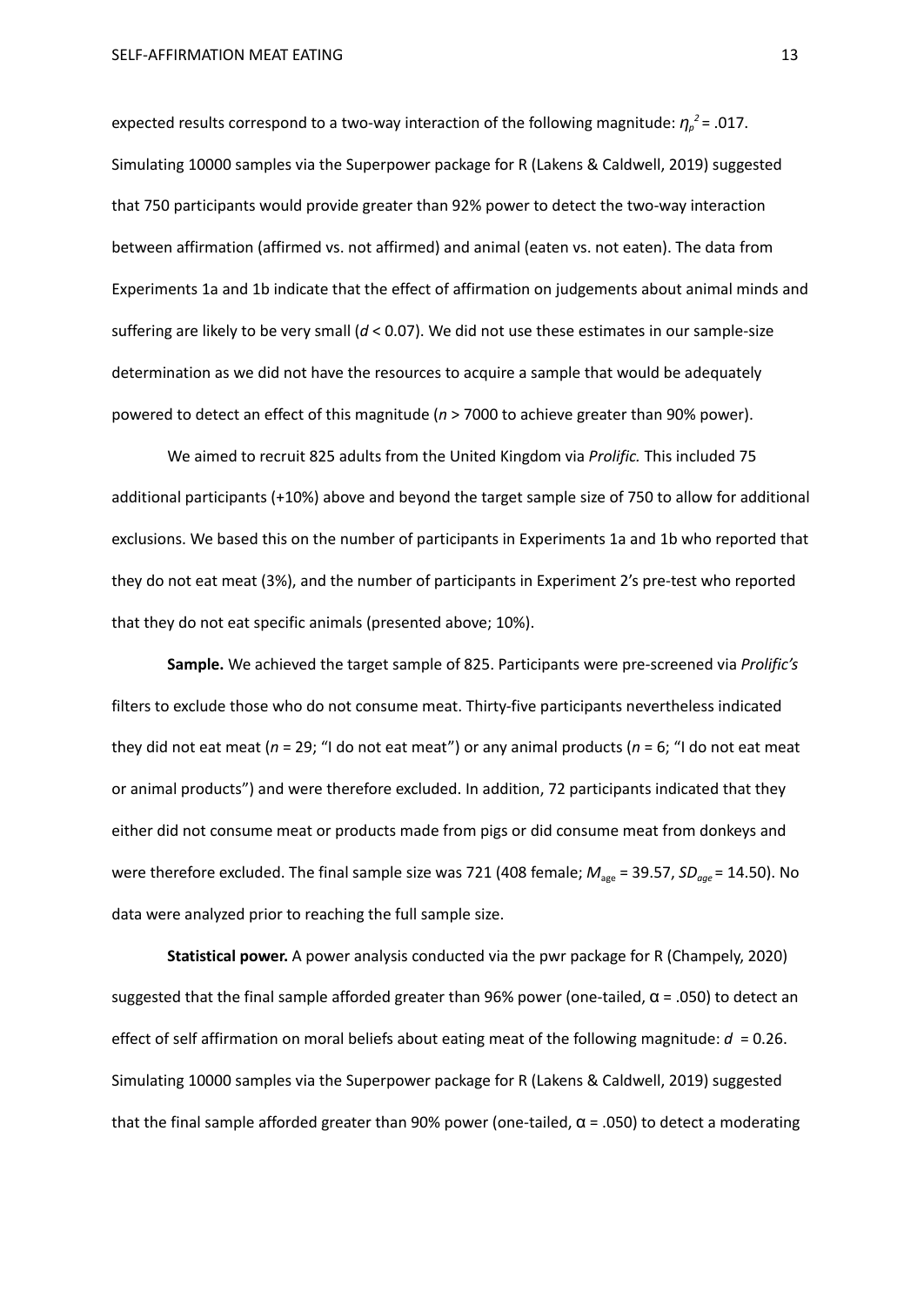expected results correspond to a two-way interaction of the following magnitude: $\eta_p^2 = .017$. Simulating 10000 samples via the Superpower package for R (Lakens & Caldwell, 2019) suggested that 750 participants would provide greater than 92% power to detect the two-way interaction between affirmation (affirmed vs. not affirmed) and animal (eaten vs. not eaten). The data from Experiments 1a and 1b indicate that the effect of affirmation on judgements about animal minds and suffering are likely to be very small ($d < 0.07$). We did not use these estimates in our sample-size determination as we did not have the resources to acquire a sample that would be adequately powered to detect an effect of this magnitude ($n > 7000$ to achieve greater than 90% power).

We aimed to recruit 825 adults from the United Kingdom via *Prolific.* This included 75 additional participants (+10%) above and beyond the target sample size of 750 to allow for additional exclusions. We based this on the number of participants in Experiments 1a and 1b who reported that they do not eat meat (3%), and the number of participants in Experiment 2's pre-test who reported that they do not eat specific animals (presented above; 10%).

**Sample.** We achieved the target sample of 825. Participants were pre-screened via *Prolific's* filters to exclude those who do not consume meat. Thirty-five participants nevertheless indicated they did not eat meat ($n = 29$; "I do not eat meat") or any animal products ($n = 6$; "I do not eat meat or animal products") and were therefore excluded. In addition, 72 participants indicated that they either did not consume meat or products made from pigs or did consume meat from donkeys and were therefore excluded. The final sample size was 721 (408 female; $M_{\text{age}} = 39.57$, $SD_{age} = 14.50$). No data were analyzed prior to reaching the full sample size.

**Statistical power.** A power analysis conducted via the pwr package for R (Champely, 2020) suggested that the final sample afforded greater than 96% power (one-tailed, $\alpha = .050$) to detect an effect of self affirmation on moral beliefs about eating meat of the following magnitude: $d = 0.26$. Simulating 10000 samples via the Superpower package for R (Lakens & Caldwell, 2019) suggested that the final sample afforded greater than 90% power (one-tailed, $\alpha = .050$) to detect a moderating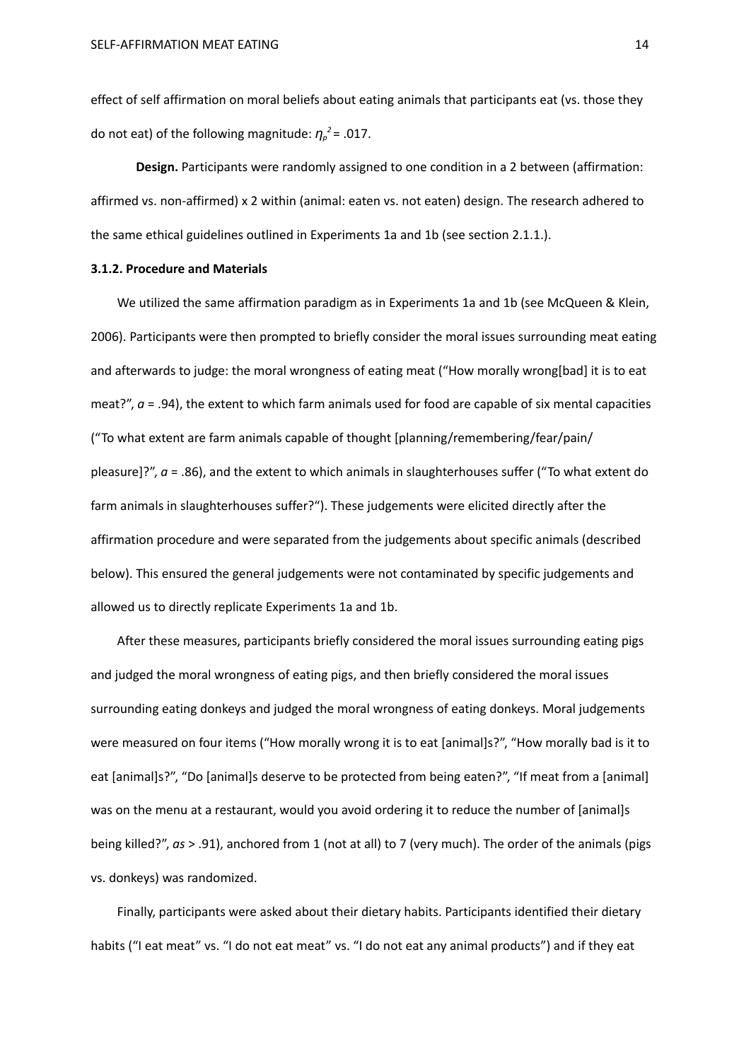effect of self affirmation on moral beliefs about eating animals that participants eat (vs. those they do not eat) of the following magnitude: $\eta_p^2 = .017$.

**Design.** Participants were randomly assigned to one condition in a 2 between (affirmation: affirmed vs. non-affirmed) x 2 within (animal: eaten vs. not eaten) design. The research adhered to the same ethical guidelines outlined in Experiments 1a and 1b (see section 2.1.1.).

### 3.1.2. Procedure and Materials

We utilized the same affirmation paradigm as in Experiments 1a and 1b (see McQueen & Klein, 2006). Participants were then prompted to briefly consider the moral issues surrounding meat eating and afterwards to judge: the moral wrongness of eating meat ("How morally wrong[bad] it is to eat meat?", $\alpha = .94$), the extent to which farm animals used for food are capable of six mental capacities ("To what extent are farm animals capable of thought [planning/remembering/fear/pain/pleasure]?", $\alpha = .86$), and the extent to which animals in slaughterhouses suffer ("To what extent do farm animals in slaughterhouses suffer?"). These judgements were elicited directly after the affirmation procedure and were separated from the judgements about specific animals (described below). This ensured the general judgements were not contaminated by specific judgements and allowed us to directly replicate Experiments 1a and 1b.

After these measures, participants briefly considered the moral issues surrounding eating pigs and judged the moral wrongness of eating pigs, and then briefly considered the moral issues surrounding eating donkeys and judged the moral wrongness of eating donkeys. Moral judgements were measured on four items ("How morally wrong it is to eat [animal]s?", "How morally bad is it to eat [animal]s?", "Do [animal]s deserve to be protected from being eaten?", "If meat from a [animal] was on the menu at a restaurant, would you avoid ordering it to reduce the number of [animal]s being killed?", *αs* > .91), anchored from 1 (not at all) to 7 (very much). The order of the animals (pigs vs. donkeys) was randomized.

Finally, participants were asked about their dietary habits. Participants identified their dietary habits ("I eat meat" vs. "I do not eat meat" vs. "I do not eat any animal products") and if they eat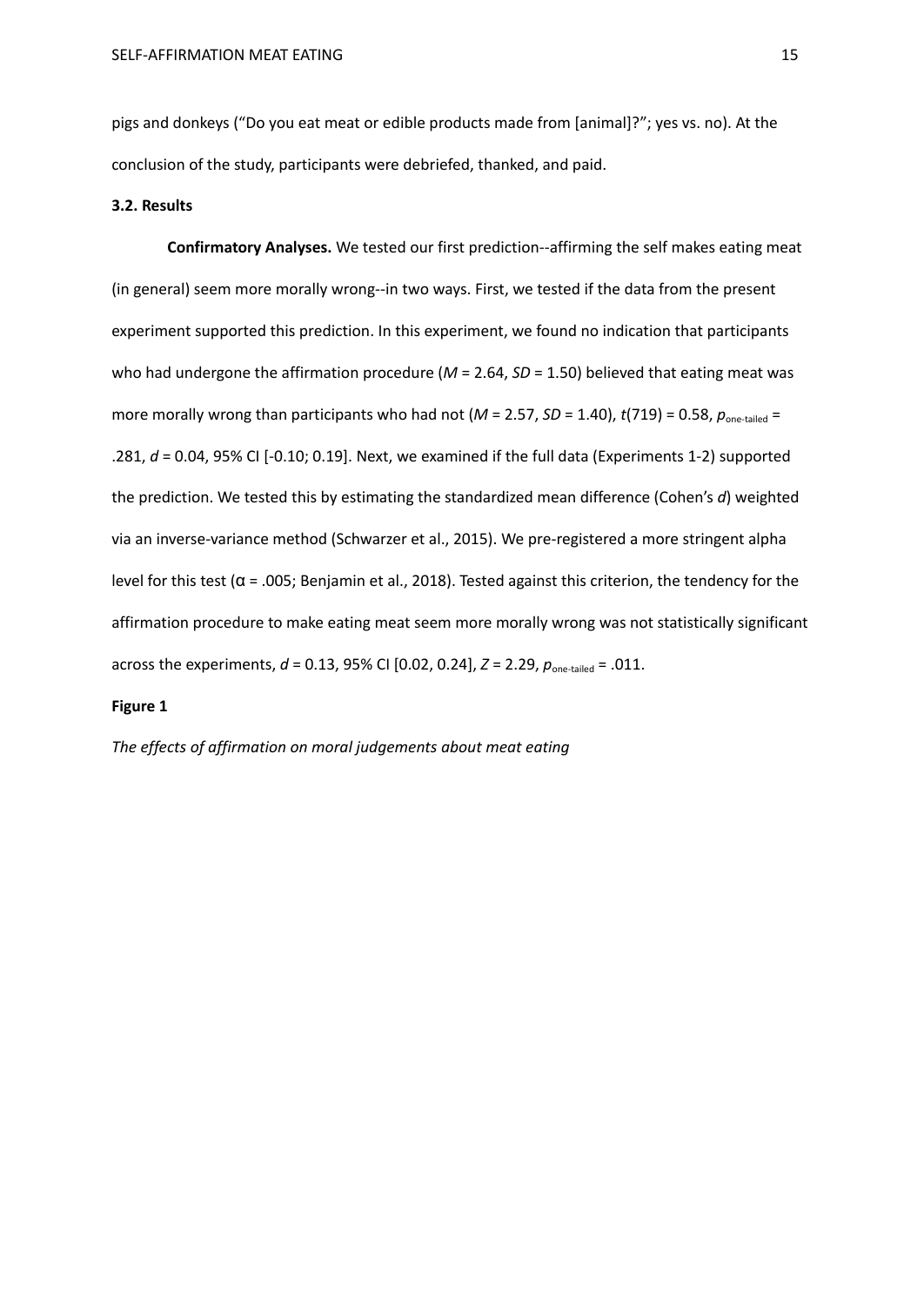pigs and donkeys ("Do you eat meat or edible products made from [animal]?"; yes vs. no). At the conclusion of the study, participants were debriefed, thanked, and paid.

### 3.2. Results

**Confirmatory Analyses.** We tested our first prediction--affirming the self makes eating meat (in general) seem more morally wrong--in two ways. First, we tested if the data from the present experiment supported this prediction. In this experiment, we found no indication that participants who had undergone the affirmation procedure ($M$ = 2.64, $SD$ = 1.50) believed that eating meat was more morally wrong than participants who had not ($M$ = 2.57, $SD$ = 1.40), $t(719)$ = 0.58, $p_{\text{one-tailed}}$ = .281, $d$ = 0.04, 95% CI [-0.10; 0.19]. Next, we examined if the full data (Experiments 1-2) supported the prediction. We tested this by estimating the standardized mean difference (Cohen's $d$) weighted via an inverse-variance method (Schwarzer et al., 2015). We pre-registered a more stringent alpha level for this test ($\alpha$ = .005; Benjamin et al., 2018). Tested against this criterion, the tendency for the affirmation procedure to make eating meat seem more morally wrong was not statistically significant across the experiments, $d$ = 0.13, 95% CI [0.02, 0.24], $Z$ = 2.29, $p_{\text{one-tailed}}$ = .011.

**Figure 1**

*The effects of affirmation on moral judgements about meat eating*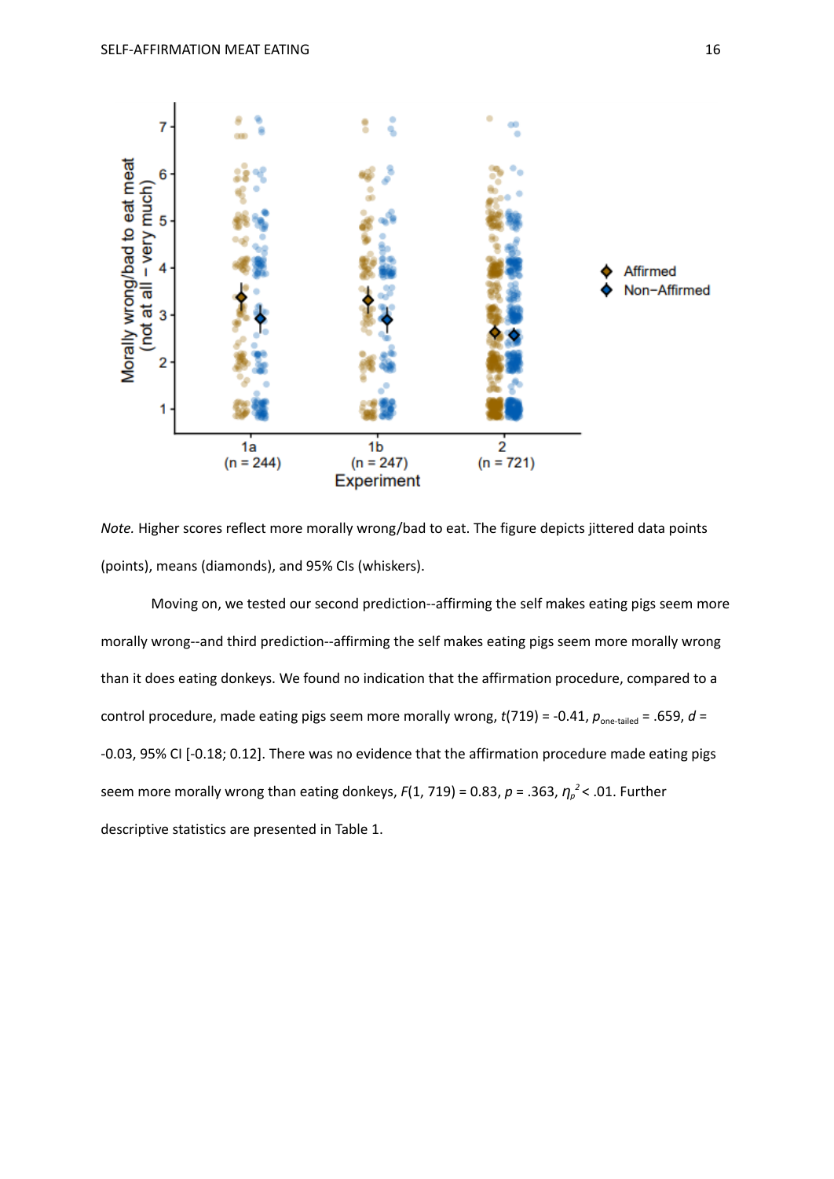*Note.* Higher scores reflect more morally wrong/bad to eat. The figure depicts jittered data points (points), means (diamonds), and 95% CIs (whiskers).

Moving on, we tested our second prediction--affirming the self makes eating pigs seem more morally wrong--and third prediction--affirming the self makes eating pigs seem more morally wrong than it does eating donkeys. We found no indication that the affirmation procedure, compared to a control procedure, made eating pigs seem more morally wrong, $t(719) = -0.41$, $p_{\text{one-tailed}} = .659$, $d = -0.03$, 95% CI [-0.18; 0.12]. There was no evidence that the affirmation procedure made eating pigs seem more morally wrong than eating donkeys, $F(1, 719) = 0.83$, $p = .363$, $\eta_p^2 < .01$. Further descriptive statistics are presented in Table 1.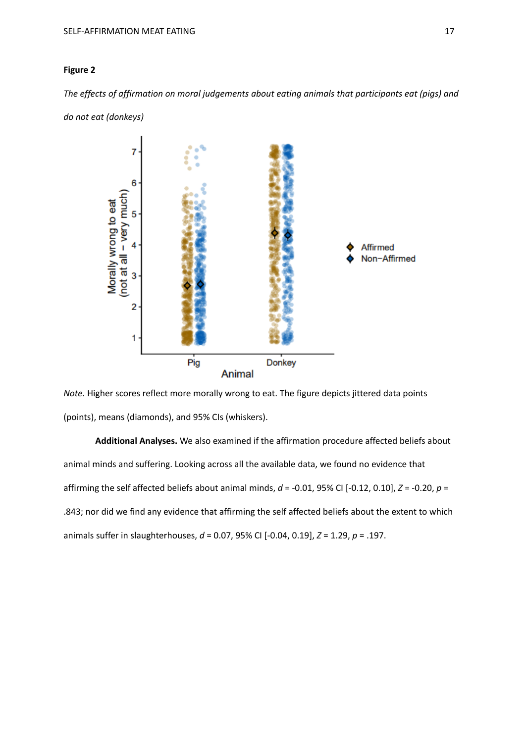**Figure 2**

*The effects of affirmation on moral judgements about eating animals that participants eat (pigs) and do not eat (donkeys)*

*Note.* Higher scores reflect more morally wrong to eat. The figure depicts jittered data points (points), means (diamonds), and 95% CIs (whiskers).

**Additional Analyses.** We also examined if the affirmation procedure affected beliefs about animal minds and suffering. Looking across all the available data, we found no evidence that affirming the self affected beliefs about animal minds, $d$ = -0.01, 95% CI [-0.12, 0.10], $Z$ = -0.20, $p$ = .843; nor did we find any evidence that affirming the self affected beliefs about the extent to which animals suffer in slaughterhouses, $d$ = 0.07, 95% CI [-0.04, 0.19], $Z$ = 1.29, $p$ = .197.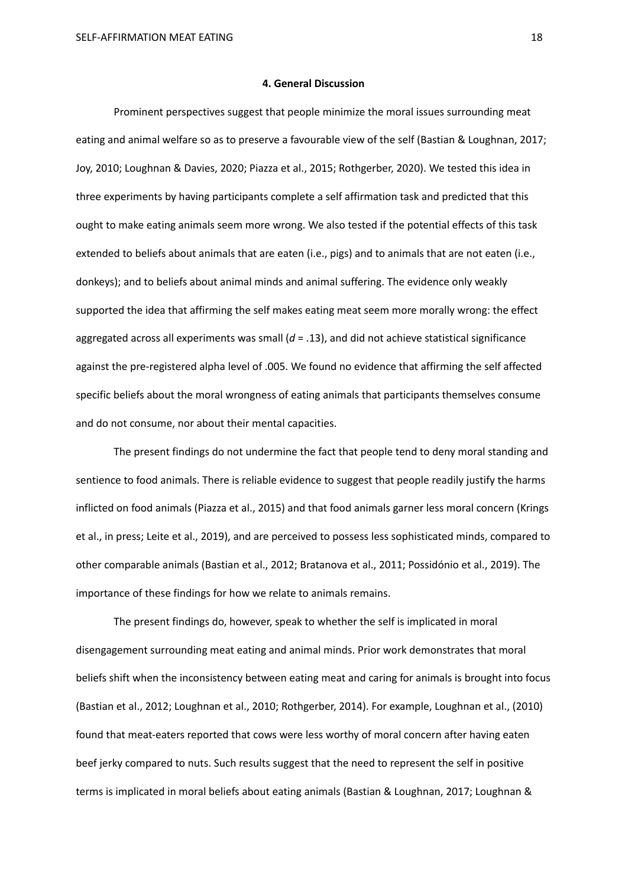### 4. General Discussion

Prominent perspectives suggest that people minimize the moral issues surrounding meat eating and animal welfare so as to preserve a favourable view of the self (Bastian & Loughnan, 2017; Joy, 2010; Loughnan & Davies, 2020; Piazza et al., 2015; Rothgerber, 2020). We tested this idea in three experiments by having participants complete a self affirmation task and predicted that this ought to make eating animals seem more wrong. We also tested if the potential effects of this task extended to beliefs about animals that are eaten (i.e., pigs) and to animals that are not eaten (i.e., donkeys); and to beliefs about animal minds and animal suffering. The evidence only weakly supported the idea that affirming the self makes eating meat seem more morally wrong: the effect aggregated across all experiments was small ($d$ = .13), and did not achieve statistical significance against the pre-registered alpha level of .005. We found no evidence that affirming the self affected specific beliefs about the moral wrongness of eating animals that participants themselves consume and do not consume, nor about their mental capacities.

The present findings do not undermine the fact that people tend to deny moral standing and sentience to food animals. There is reliable evidence to suggest that people readily justify the harms inflicted on food animals (Piazza et al., 2015) and that food animals garner less moral concern (Krings et al., in press; Leite et al., 2019), and are perceived to possess less sophisticated minds, compared to other comparable animals (Bastian et al., 2012; Bratanova et al., 2011; Possidónio et al., 2019). The importance of these findings for how we relate to animals remains.

The present findings do, however, speak to whether the self is implicated in moral disengagement surrounding meat eating and animal minds. Prior work demonstrates that moral beliefs shift when the inconsistency between eating meat and caring for animals is brought into focus (Bastian et al., 2012; Loughnan et al., 2010; Rothgerber, 2014). For example, Loughnan et al., (2010) found that meat-eaters reported that cows were less worthy of moral concern after having eaten beef jerky compared to nuts. Such results suggest that the need to represent the self in positive terms is implicated in moral beliefs about eating animals (Bastian & Loughnan, 2017; Loughnan &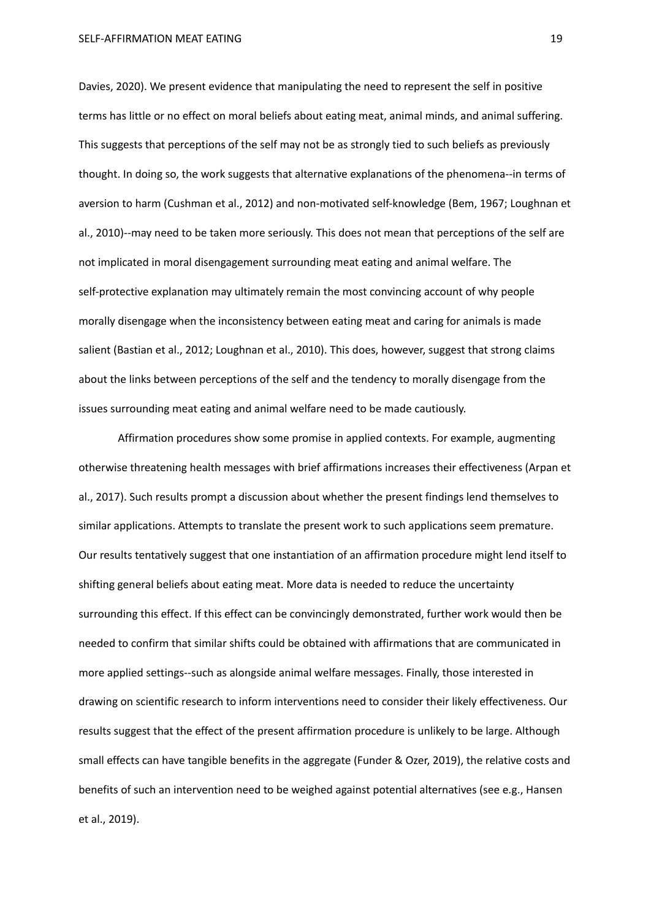Davies, 2020). We present evidence that manipulating the need to represent the self in positive terms has little or no effect on moral beliefs about eating meat, animal minds, and animal suffering. This suggests that perceptions of the self may not be as strongly tied to such beliefs as previously thought. In doing so, the work suggests that alternative explanations of the phenomena--in terms of aversion to harm (Cushman et al., 2012) and non-motivated self-knowledge (Bem, 1967; Loughnan et al., 2010)--may need to be taken more seriously. This does not mean that perceptions of the self are not implicated in moral disengagement surrounding meat eating and animal welfare. The self-protective explanation may ultimately remain the most convincing account of why people morally disengage when the inconsistency between eating meat and caring for animals is made salient (Bastian et al., 2012; Loughnan et al., 2010). This does, however, suggest that strong claims about the links between perceptions of the self and the tendency to morally disengage from the issues surrounding meat eating and animal welfare need to be made cautiously.

Affirmation procedures show some promise in applied contexts. For example, augmenting otherwise threatening health messages with brief affirmations increases their effectiveness (Arpan et al., 2017). Such results prompt a discussion about whether the present findings lend themselves to similar applications. Attempts to translate the present work to such applications seem premature. Our results tentatively suggest that one instantiation of an affirmation procedure might lend itself to shifting general beliefs about eating meat. More data is needed to reduce the uncertainty surrounding this effect. If this effect can be convincingly demonstrated, further work would then be needed to confirm that similar shifts could be obtained with affirmations that are communicated in more applied settings--such as alongside animal welfare messages. Finally, those interested in drawing on scientific research to inform interventions need to consider their likely effectiveness. Our results suggest that the effect of the present affirmation procedure is unlikely to be large. Although small effects can have tangible benefits in the aggregate (Funder & Ozer, 2019), the relative costs and benefits of such an intervention need to be weighed against potential alternatives (see e.g., Hansen et al., 2019).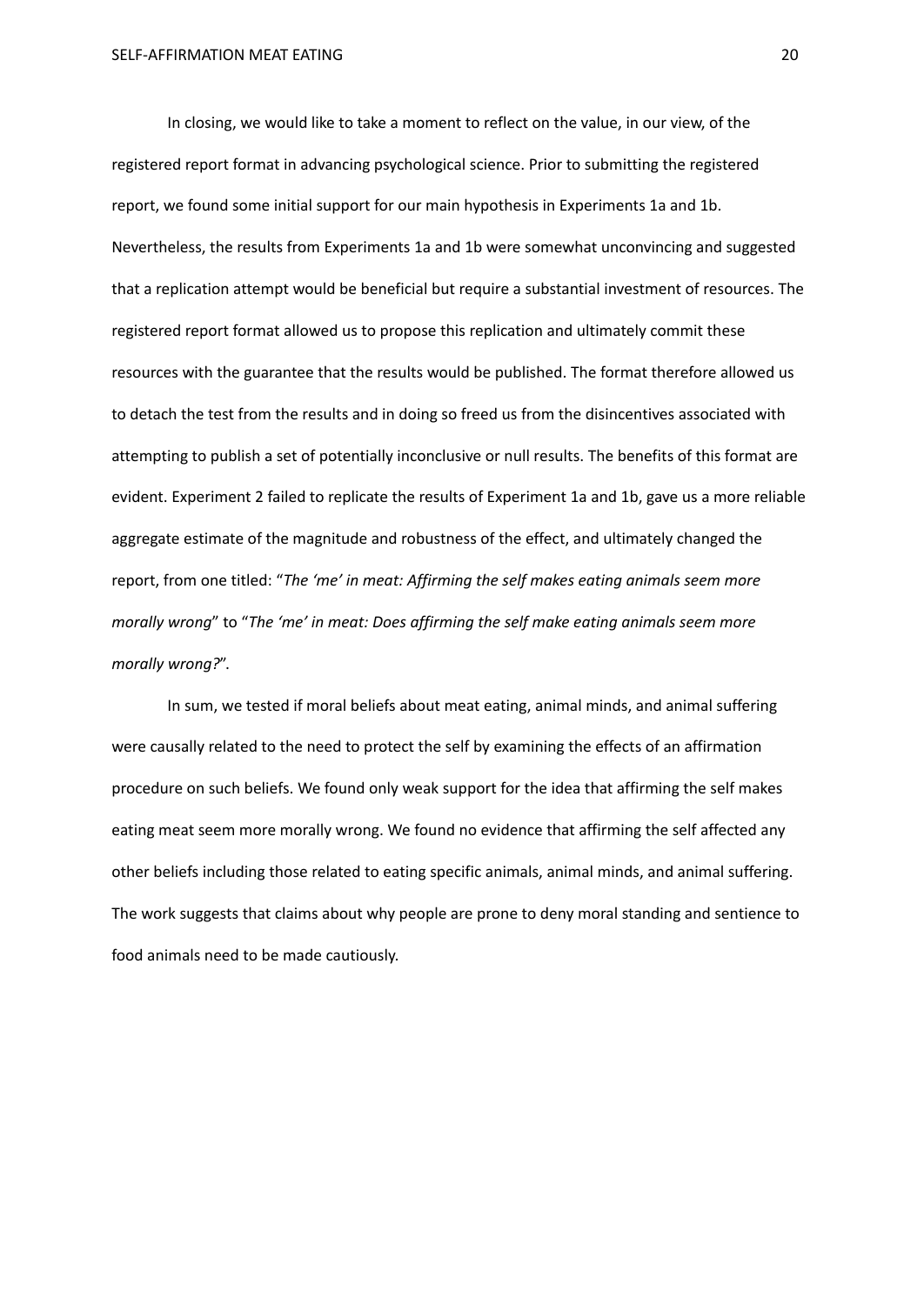In closing, we would like to take a moment to reflect on the value, in our view, of the registered report format in advancing psychological science. Prior to submitting the registered report, we found some initial support for our main hypothesis in Experiments 1a and 1b. Nevertheless, the results from Experiments 1a and 1b were somewhat unconvincing and suggested that a replication attempt would be beneficial but require a substantial investment of resources. The registered report format allowed us to propose this replication and ultimately commit these resources with the guarantee that the results would be published. The format therefore allowed us to detach the test from the results and in doing so freed us from the disincentives associated with attempting to publish a set of potentially inconclusive or null results. The benefits of this format are evident. Experiment 2 failed to replicate the results of Experiment 1a and 1b, gave us a more reliable aggregate estimate of the magnitude and robustness of the effect, and ultimately changed the report, from one titled: "*The 'me' in meat: Affirming the self makes eating animals seem more morally wrong*" to "*The 'me' in meat: Does affirming the self make eating animals seem more morally wrong?*".

In sum, we tested if moral beliefs about meat eating, animal minds, and animal suffering were causally related to the need to protect the self by examining the effects of an affirmation procedure on such beliefs. We found only weak support for the idea that affirming the self makes eating meat seem more morally wrong. We found no evidence that affirming the self affected any other beliefs including those related to eating specific animals, animal minds, and animal suffering. The work suggests that claims about why people are prone to deny moral standing and sentience to food animals need to be made cautiously.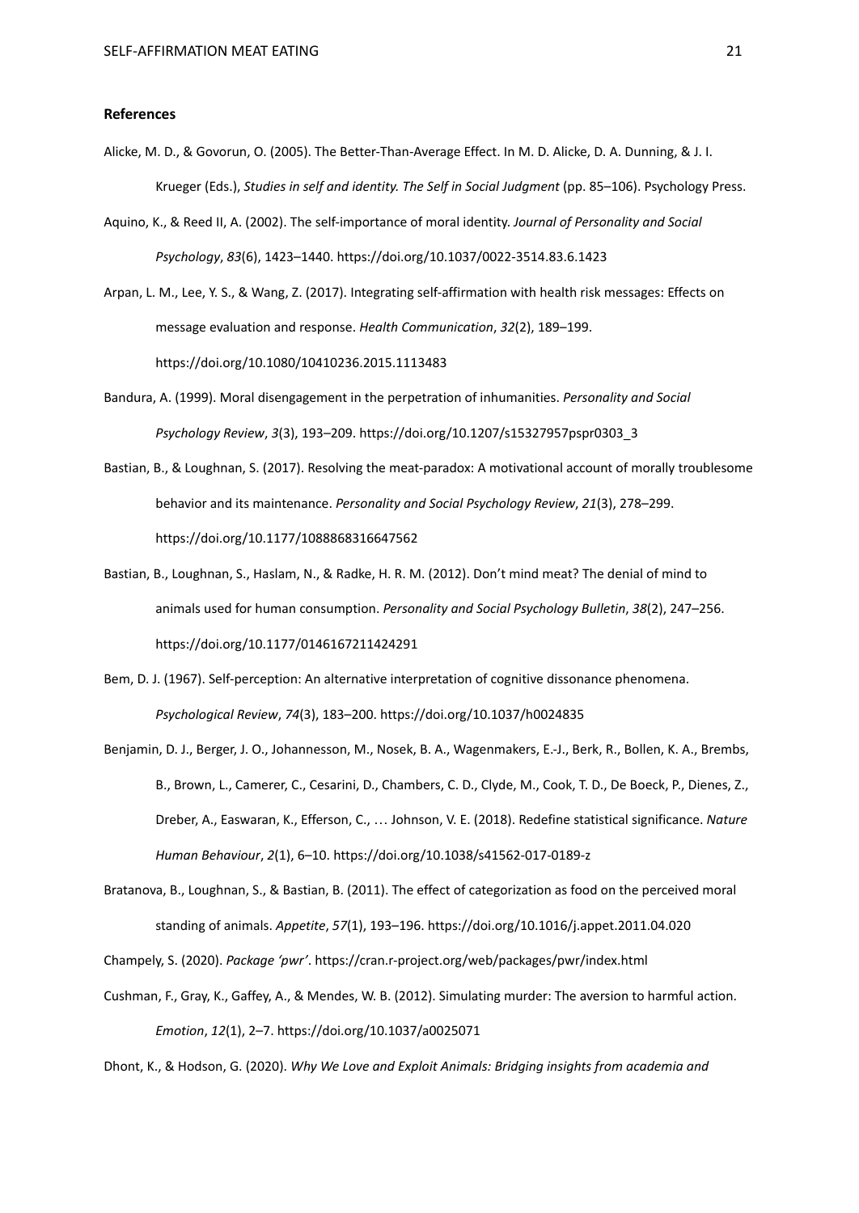## References

Alicke, M. D., & Govorun, O. (2005). The Better-Than-Average Effect. In M. D. Alicke, D. A. Dunning, & J. I. Krueger (Eds.), *Studies in self and identity. The Self in Social Judgment* (pp. 85–106). Psychology Press.

Aquino, K., & Reed II, A. (2002). The self-importance of moral identity. *Journal of Personality and Social Psychology*, *83*(6), 1423–1440. https://doi.org/10.1037/0022-3514.83.6.1423

Arpan, L. M., Lee, Y. S., & Wang, Z. (2017). Integrating self-affirmation with health risk messages: Effects on message evaluation and response. *Health Communication*, *32*(2), 189–199. https://doi.org/10.1080/10410236.2015.1113483

Bandura, A. (1999). Moral disengagement in the perpetration of inhumanities. *Personality and Social Psychology Review*, *3*(3), 193–209. https://doi.org/10.1207/s15327957pspr0303_3

Bastian, B., & Loughnan, S. (2017). Resolving the meat-paradox: A motivational account of morally troublesome behavior and its maintenance. *Personality and Social Psychology Review*, *21*(3), 278–299. https://doi.org/10.1177/1088868316647562

Bastian, B., Loughnan, S., Haslam, N., & Radke, H. R. M. (2012). Don't mind meat? The denial of mind to animals used for human consumption. *Personality and Social Psychology Bulletin*, *38*(2), 247–256. https://doi.org/10.1177/0146167211424291

Bem, D. J. (1967). Self-perception: An alternative interpretation of cognitive dissonance phenomena. *Psychological Review*, *74*(3), 183–200. https://doi.org/10.1037/h0024835

Benjamin, D. J., Berger, J. O., Johannesson, M., Nosek, B. A., Wagenmakers, E.-J., Berk, R., Bollen, K. A., Brembs, B., Brown, L., Camerer, C., Cesarini, D., Chambers, C. D., Clyde, M., Cook, T. D., De Boeck, P., Dienes, Z., Dreber, A., Easwaran, K., Efferson, C., … Johnson, V. E. (2018). Redefine statistical significance. *Nature Human Behaviour*, *2*(1), 6–10. https://doi.org/10.1038/s41562-017-0189-z

Bratanova, B., Loughnan, S., & Bastian, B. (2011). The effect of categorization as food on the perceived moral standing of animals. *Appetite*, *57*(1), 193–196. https://doi.org/10.1016/j.appet.2011.04.020

Champely, S. (2020). *Package 'pwr'*. https://cran.r-project.org/web/packages/pwr/index.html

Cushman, F., Gray, K., Gaffey, A., & Mendes, W. B. (2012). Simulating murder: The aversion to harmful action. *Emotion*, *12*(1), 2–7. https://doi.org/10.1037/a0025071

Dhont, K., & Hodson, G. (2020). *Why We Love and Exploit Animals: Bridging insights from academia and*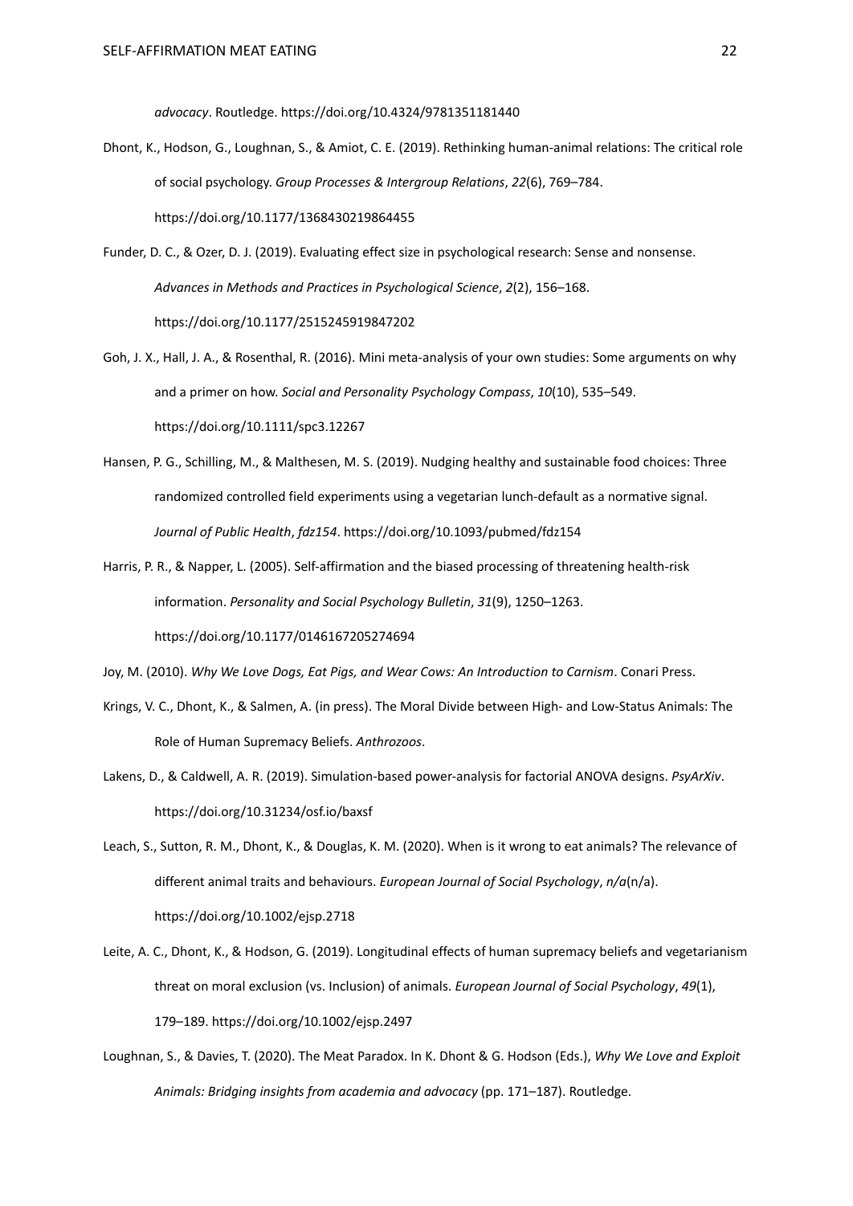*advocacy*. Routledge. https://doi.org/10.4324/9781351181440

Dhont, K., Hodson, G., Loughnan, S., & Amiot, C. E. (2019). Rethinking human-animal relations: The critical role of social psychology. *Group Processes & Intergroup Relations*, *22*(6), 769–784. https://doi.org/10.1177/1368430219864455

Funder, D. C., & Ozer, D. J. (2019). Evaluating effect size in psychological research: Sense and nonsense. *Advances in Methods and Practices in Psychological Science*, *2*(2), 156–168. https://doi.org/10.1177/2515245919847202

Goh, J. X., Hall, J. A., & Rosenthal, R. (2016). Mini meta-analysis of your own studies: Some arguments on why and a primer on how. *Social and Personality Psychology Compass*, *10*(10), 535–549. https://doi.org/10.1111/spc3.12267

Hansen, P. G., Schilling, M., & Malthesen, M. S. (2019). Nudging healthy and sustainable food choices: Three randomized controlled field experiments using a vegetarian lunch-default as a normative signal. *Journal of Public Health*, *fdz154*. https://doi.org/10.1093/pubmed/fdz154

Harris, P. R., & Napper, L. (2005). Self-affirmation and the biased processing of threatening health-risk information. *Personality and Social Psychology Bulletin*, *31*(9), 1250–1263. https://doi.org/10.1177/0146167205274694

Joy, M. (2010). *Why We Love Dogs, Eat Pigs, and Wear Cows: An Introduction to Carnism*. Conari Press.

Krings, V. C., Dhont, K., & Salmen, A. (in press). The Moral Divide between High- and Low-Status Animals: The Role of Human Supremacy Beliefs. *Anthrozoos*.

Lakens, D., & Caldwell, A. R. (2019). Simulation-based power-analysis for factorial ANOVA designs. *PsyArXiv*. https://doi.org/10.31234/osf.io/baxsf

Leach, S., Sutton, R. M., Dhont, K., & Douglas, K. M. (2020). When is it wrong to eat animals? The relevance of different animal traits and behaviours. *European Journal of Social Psychology*, *n/a*(n/a). https://doi.org/10.1002/ejsp.2718

Leite, A. C., Dhont, K., & Hodson, G. (2019). Longitudinal effects of human supremacy beliefs and vegetarianism threat on moral exclusion (vs. Inclusion) of animals. *European Journal of Social Psychology*, *49*(1), 179–189. https://doi.org/10.1002/ejsp.2497

Loughnan, S., & Davies, T. (2020). The Meat Paradox. In K. Dhont & G. Hodson (Eds.), *Why We Love and Exploit Animals: Bridging insights from academia and advocacy* (pp. 171–187). Routledge.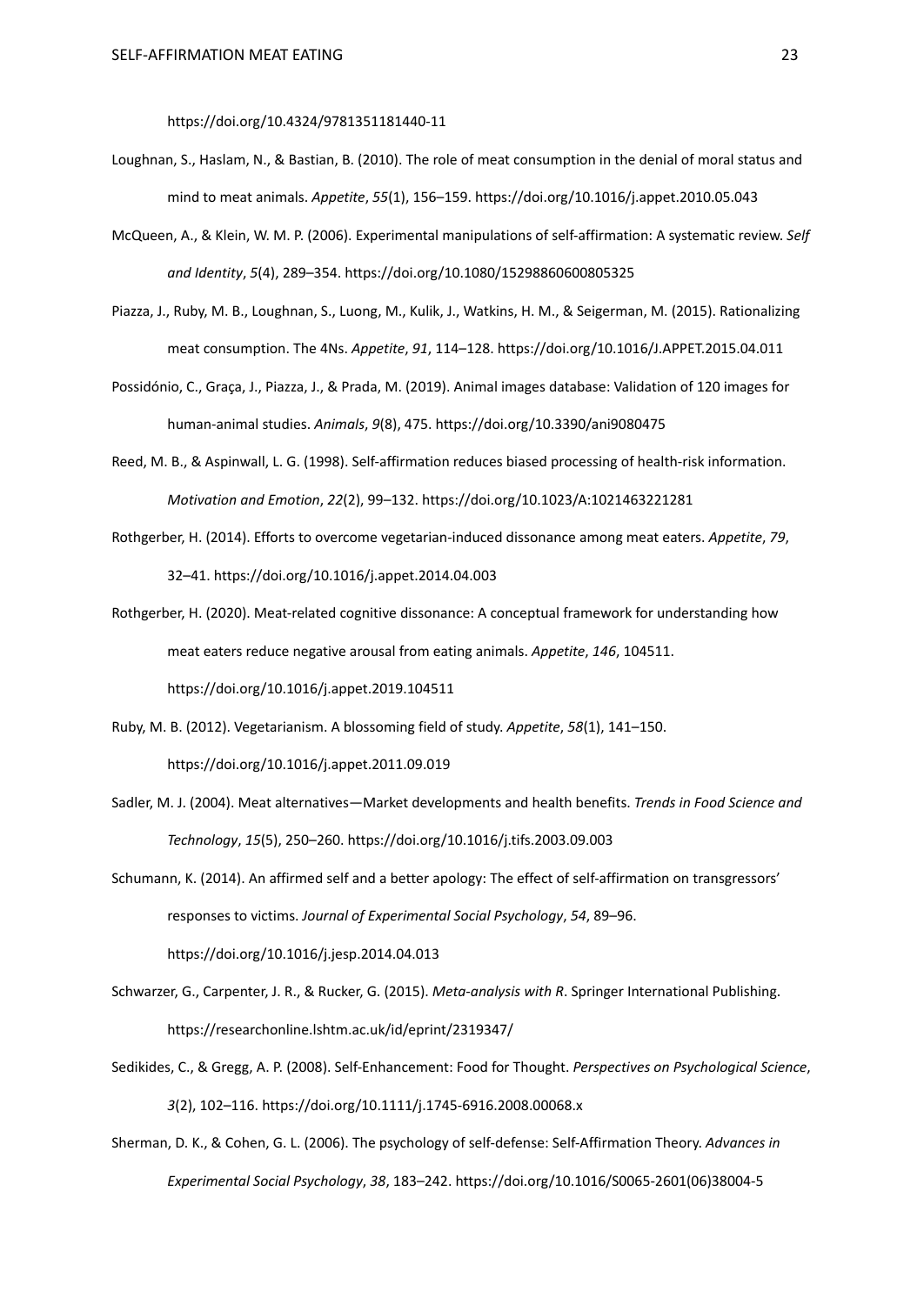https://doi.org/10.4324/9781351181440-11

Loughnan, S., Haslam, N., & Bastian, B. (2010). The role of meat consumption in the denial of moral status and mind to meat animals. *Appetite*, *55*(1), 156–159. https://doi.org/10.1016/j.appet.2010.05.043

McQueen, A., & Klein, W. M. P. (2006). Experimental manipulations of self-affirmation: A systematic review. *Self and Identity*, *5*(4), 289–354. https://doi.org/10.1080/15298860600805325

Piazza, J., Ruby, M. B., Loughnan, S., Luong, M., Kulik, J., Watkins, H. M., & Seigerman, M. (2015). Rationalizing meat consumption. The 4Ns. *Appetite*, *91*, 114–128. https://doi.org/10.1016/J.APPET.2015.04.011

Possidónio, C., Graça, J., Piazza, J., & Prada, M. (2019). Animal images database: Validation of 120 images for human-animal studies. *Animals*, *9*(8), 475. https://doi.org/10.3390/ani9080475

Reed, M. B., & Aspinwall, L. G. (1998). Self-affirmation reduces biased processing of health-risk information. *Motivation and Emotion*, *22*(2), 99–132. https://doi.org/10.1023/A:1021463221281

Rothgerber, H. (2014). Efforts to overcome vegetarian-induced dissonance among meat eaters. *Appetite*, *79*, 32–41. https://doi.org/10.1016/j.appet.2014.04.003

Rothgerber, H. (2020). Meat-related cognitive dissonance: A conceptual framework for understanding how meat eaters reduce negative arousal from eating animals. *Appetite*, *146*, 104511. https://doi.org/10.1016/j.appet.2019.104511

Ruby, M. B. (2012). Vegetarianism. A blossoming field of study. *Appetite*, *58*(1), 141–150. https://doi.org/10.1016/j.appet.2011.09.019

Sadler, M. J. (2004). Meat alternatives—Market developments and health benefits. *Trends in Food Science and Technology*, *15*(5), 250–260. https://doi.org/10.1016/j.tifs.2003.09.003

Schumann, K. (2014). An affirmed self and a better apology: The effect of self-affirmation on transgressors' responses to victims. *Journal of Experimental Social Psychology*, *54*, 89–96. https://doi.org/10.1016/j.jesp.2014.04.013

Schwarzer, G., Carpenter, J. R., & Rucker, G. (2015). *Meta-analysis with R*. Springer International Publishing. https://researchonline.lshtm.ac.uk/id/eprint/2319347/

Sedikides, C., & Gregg, A. P. (2008). Self-Enhancement: Food for Thought. *Perspectives on Psychological Science*, *3*(2), 102–116. https://doi.org/10.1111/j.1745-6916.2008.00068.x

Sherman, D. K., & Cohen, G. L. (2006). The psychology of self-defense: Self-Affirmation Theory. *Advances in Experimental Social Psychology*, *38*, 183–242. https://doi.org/10.1016/S0065-2601(06)38004-5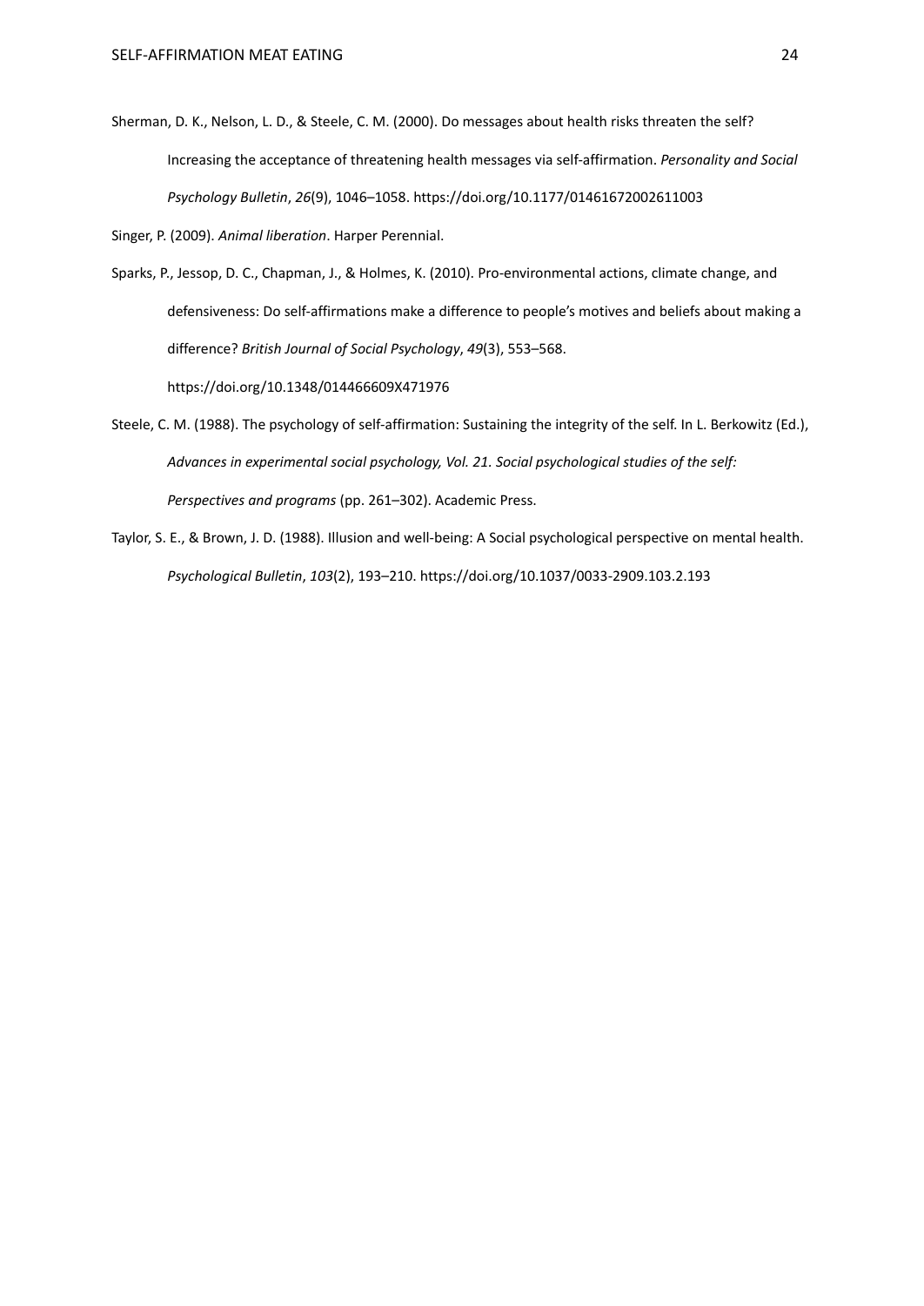Sherman, D. K., Nelson, L. D., & Steele, C. M. (2000). Do messages about health risks threaten the self? Increasing the acceptance of threatening health messages via self-affirmation. *Personality and Social Psychology Bulletin*, *26*(9), 1046–1058. https://doi.org/10.1177/01461672002611003

Singer, P. (2009). *Animal liberation*. Harper Perennial.

Sparks, P., Jessop, D. C., Chapman, J., & Holmes, K. (2010). Pro-environmental actions, climate change, and defensiveness: Do self-affirmations make a difference to people's motives and beliefs about making a difference? *British Journal of Social Psychology*, *49*(3), 553–568. https://doi.org/10.1348/014466609X471976

Steele, C. M. (1988). The psychology of self-affirmation: Sustaining the integrity of the self. In L. Berkowitz (Ed.), *Advances in experimental social psychology, Vol. 21. Social psychological studies of the self: Perspectives and programs* (pp. 261–302). Academic Press.

Taylor, S. E., & Brown, J. D. (1988). Illusion and well-being: A Social psychological perspective on mental health. *Psychological Bulletin*, *103*(2), 193–210. https://doi.org/10.1037/0033-2909.103.2.193